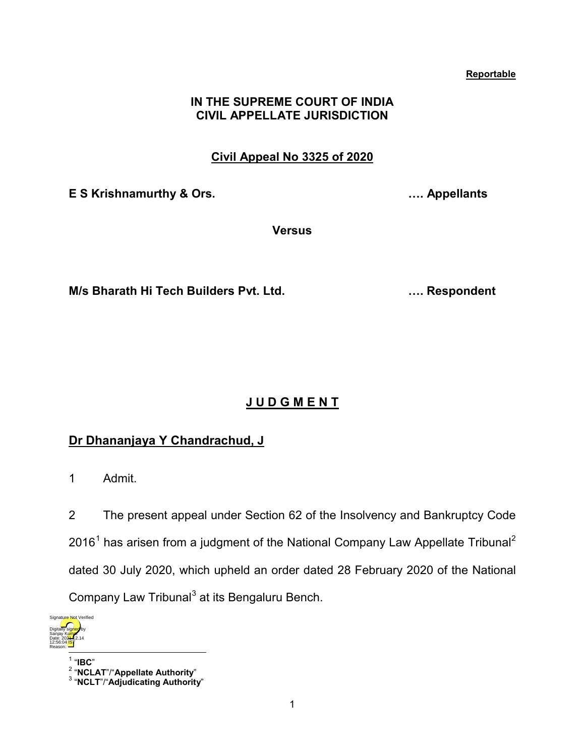**Reportable**

**IN THE SUPREME COURT OF INDIA**
**CIVIL APPELLATE JURISDICTION**

**Civil Appeal No 3325 of 2020**

**E S Krishnamurthy & Ors.** …. **Appellants**

**Versus**

**M/s Bharath Hi Tech Builders Pvt. Ltd.** …. **Respondent**

## J U D G M E N T

**Dr Dhananjaya Y Chandrachud, J**

1 Admit.

2 The present appeal under Section 62 of the Insolvency and Bankruptcy Code 2016[1] has arisen from a judgment of the National Company Law Appellate Tribunal[2] dated 30 July 2020, which upheld an order dated 28 February 2020 of the National Company Law Tribunal[3] at its Bengaluru Bench.

---

[1] "**IBC**"
[2] "**NCLAT**"/"**Appellate Authority**"
[3] "**NCLT**"/"**Adjudicating Authority**"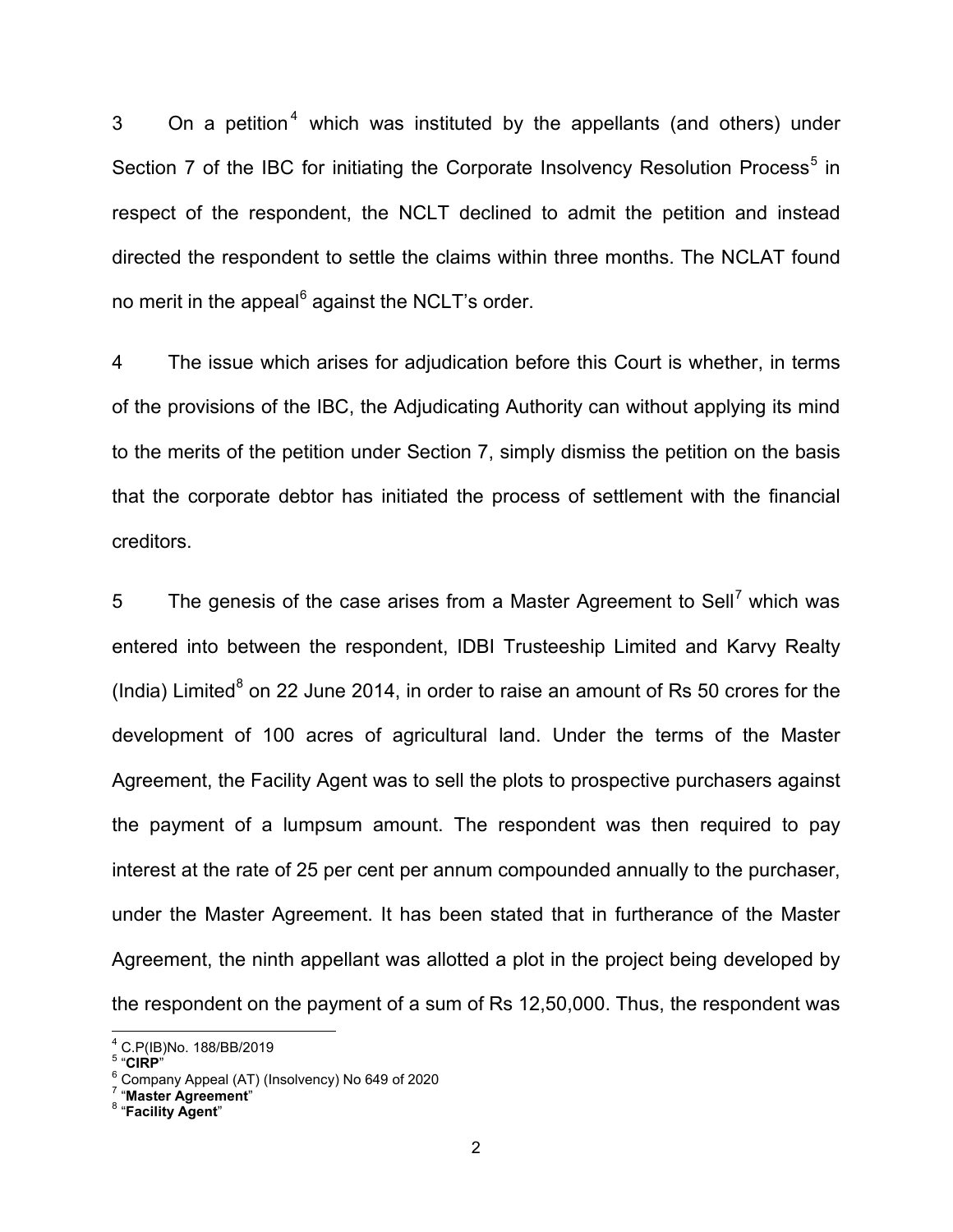3 On a petition[4] which was instituted by the appellants (and others) under Section 7 of the IBC for initiating the Corporate Insolvency Resolution Process[5] in respect of the respondent, the NCLT declined to admit the petition and instead directed the respondent to settle the claims within three months. The NCLAT found no merit in the appeal[6] against the NCLT's order.

4 The issue which arises for adjudication before this Court is whether, in terms of the provisions of the IBC, the Adjudicating Authority can without applying its mind to the merits of the petition under Section 7, simply dismiss the petition on the basis that the corporate debtor has initiated the process of settlement with the financial creditors.

5 The genesis of the case arises from a Master Agreement to Sell[7] which was entered into between the respondent, IDBI Trusteeship Limited and Karvy Realty (India) Limited[8] on 22 June 2014, in order to raise an amount of Rs 50 crores for the development of 100 acres of agricultural land. Under the terms of the Master Agreement, the Facility Agent was to sell the plots to prospective purchasers against the payment of a lumpsum amount. The respondent was then required to pay interest at the rate of 25 per cent per annum compounded annually to the purchaser, under the Master Agreement. It has been stated that in furtherance of the Master Agreement, the ninth appellant was allotted a plot in the project being developed by the respondent on the payment of a sum of Rs 12,50,000. Thus, the respondent was

---

[4] C.P(IB)No. 188/BB/2019
[5] "**CIRP**"
[6] Company Appeal (AT) (Insolvency) No 649 of 2020
[7] "**Master Agreement**"
[8] "**Facility Agent**"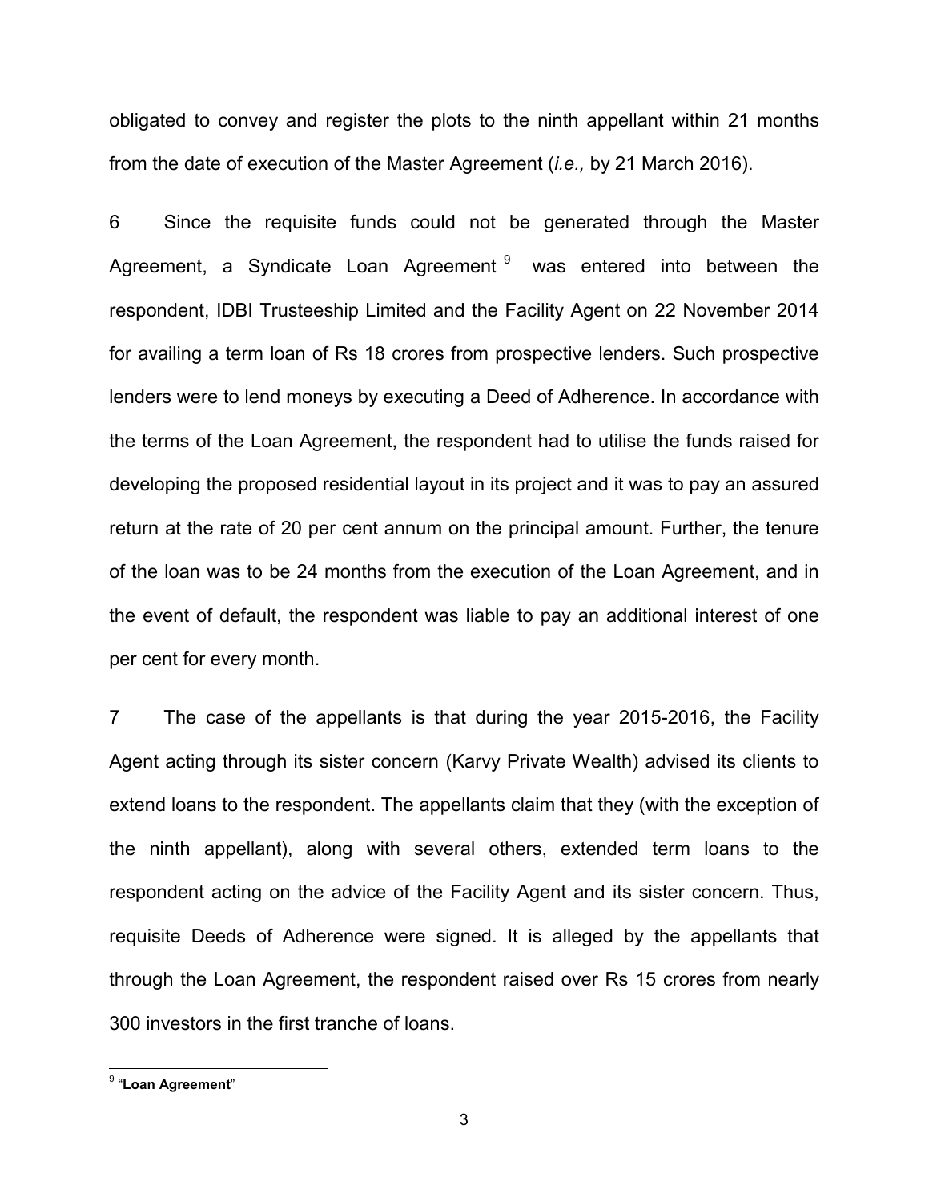obligated to convey and register the plots to the ninth appellant within 21 months from the date of execution of the Master Agreement (*i.e.,* by 21 March 2016).

6 Since the requisite funds could not be generated through the Master Agreement, a Syndicate Loan Agreement [9] was entered into between the respondent, IDBI Trusteeship Limited and the Facility Agent on 22 November 2014 for availing a term loan of Rs 18 crores from prospective lenders. Such prospective lenders were to lend moneys by executing a Deed of Adherence. In accordance with the terms of the Loan Agreement, the respondent had to utilise the funds raised for developing the proposed residential layout in its project and it was to pay an assured return at the rate of 20 per cent annum on the principal amount. Further, the tenure of the loan was to be 24 months from the execution of the Loan Agreement, and in the event of default, the respondent was liable to pay an additional interest of one per cent for every month.

7 The case of the appellants is that during the year 2015-2016, the Facility Agent acting through its sister concern (Karvy Private Wealth) advised its clients to extend loans to the respondent. The appellants claim that they (with the exception of the ninth appellant), along with several others, extended term loans to the respondent acting on the advice of the Facility Agent and its sister concern. Thus, requisite Deeds of Adherence were signed. It is alleged by the appellants that through the Loan Agreement, the respondent raised over Rs 15 crores from nearly 300 investors in the first tranche of loans.

[9] "**Loan Agreement**"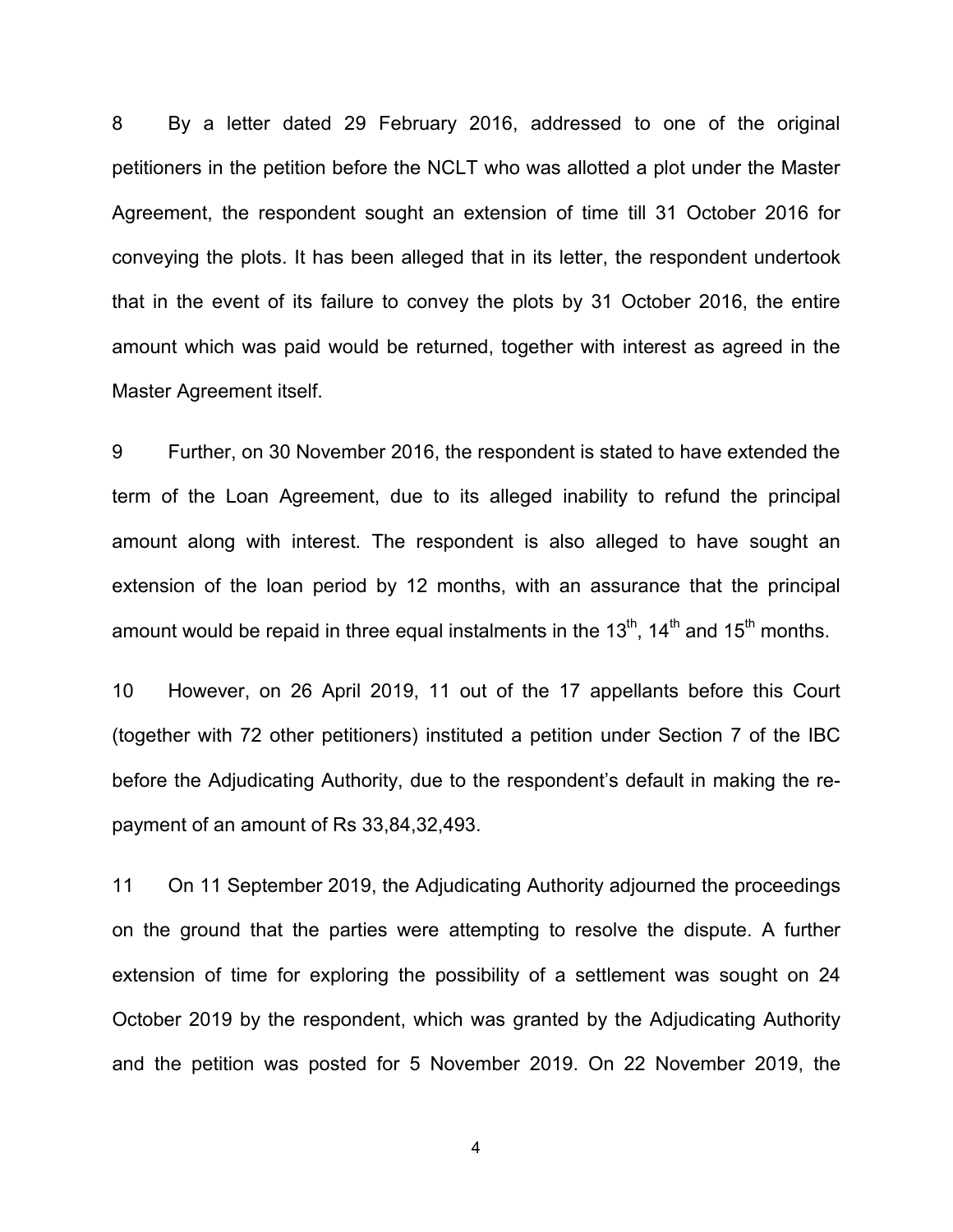8 By a letter dated 29 February 2016, addressed to one of the original petitioners in the petition before the NCLT who was allotted a plot under the Master Agreement, the respondent sought an extension of time till 31 October 2016 for conveying the plots. It has been alleged that in its letter, the respondent undertook that in the event of its failure to convey the plots by 31 October 2016, the entire amount which was paid would be returned, together with interest as agreed in the Master Agreement itself.

9 Further, on 30 November 2016, the respondent is stated to have extended the term of the Loan Agreement, due to its alleged inability to refund the principal amount along with interest. The respondent is also alleged to have sought an extension of the loan period by 12 months, with an assurance that the principal amount would be repaid in three equal instalments in the 13th, 14th and 15th months.

10 However, on 26 April 2019, 11 out of the 17 appellants before this Court (together with 72 other petitioners) instituted a petition under Section 7 of the IBC before the Adjudicating Authority, due to the respondent's default in making the re-payment of an amount of Rs 33,84,32,493.

11 On 11 September 2019, the Adjudicating Authority adjourned the proceedings on the ground that the parties were attempting to resolve the dispute. A further extension of time for exploring the possibility of a settlement was sought on 24 October 2019 by the respondent, which was granted by the Adjudicating Authority and the petition was posted for 5 November 2019. On 22 November 2019, the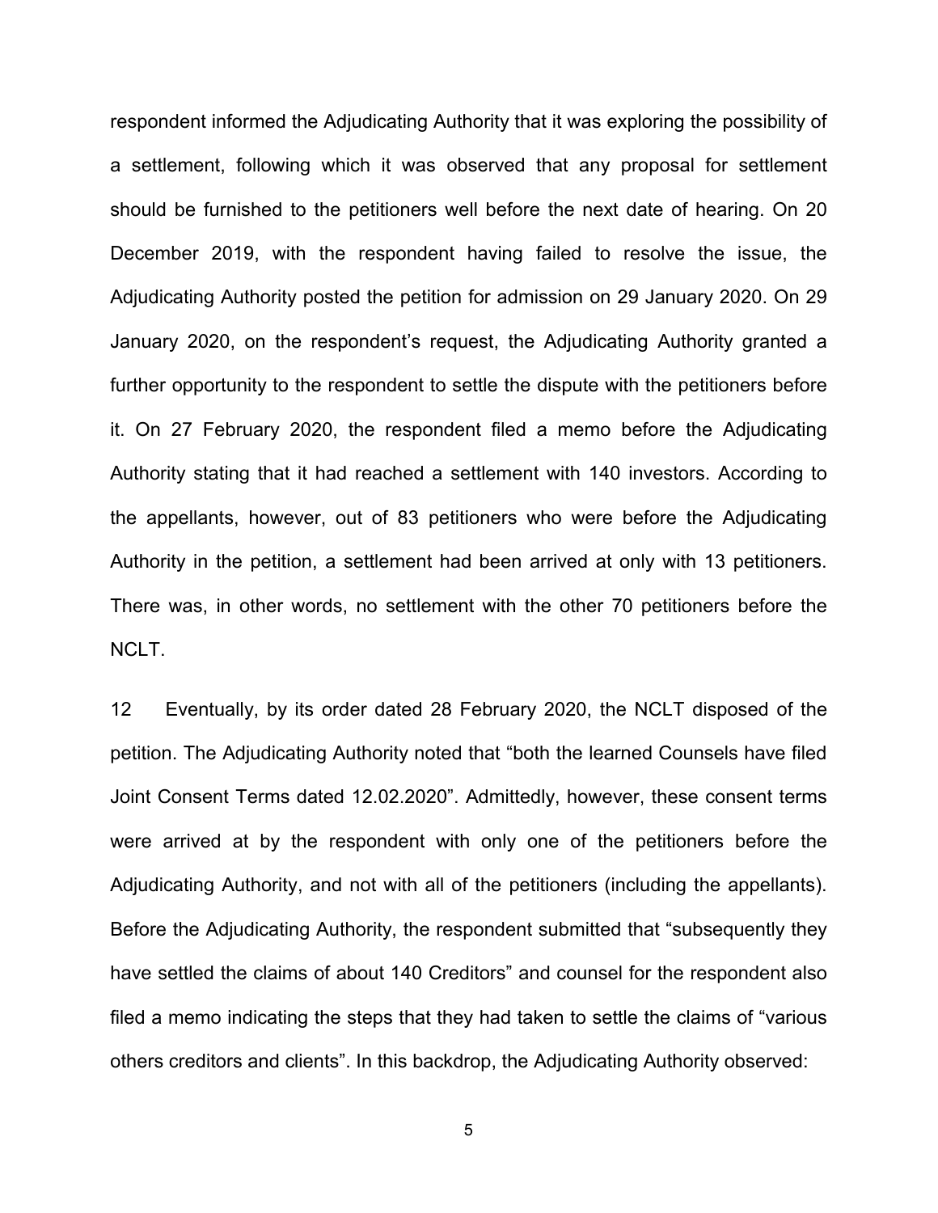respondent informed the Adjudicating Authority that it was exploring the possibility of a settlement, following which it was observed that any proposal for settlement should be furnished to the petitioners well before the next date of hearing. On 20 December 2019, with the respondent having failed to resolve the issue, the Adjudicating Authority posted the petition for admission on 29 January 2020. On 29 January 2020, on the respondent's request, the Adjudicating Authority granted a further opportunity to the respondent to settle the dispute with the petitioners before it. On 27 February 2020, the respondent filed a memo before the Adjudicating Authority stating that it had reached a settlement with 140 investors. According to the appellants, however, out of 83 petitioners who were before the Adjudicating Authority in the petition, a settlement had been arrived at only with 13 petitioners. There was, in other words, no settlement with the other 70 petitioners before the NCLT.

12 Eventually, by its order dated 28 February 2020, the NCLT disposed of the petition. The Adjudicating Authority noted that "both the learned Counsels have filed Joint Consent Terms dated 12.02.2020". Admittedly, however, these consent terms were arrived at by the respondent with only one of the petitioners before the Adjudicating Authority, and not with all of the petitioners (including the appellants). Before the Adjudicating Authority, the respondent submitted that "subsequently they have settled the claims of about 140 Creditors" and counsel for the respondent also filed a memo indicating the steps that they had taken to settle the claims of "various others creditors and clients". In this backdrop, the Adjudicating Authority observed: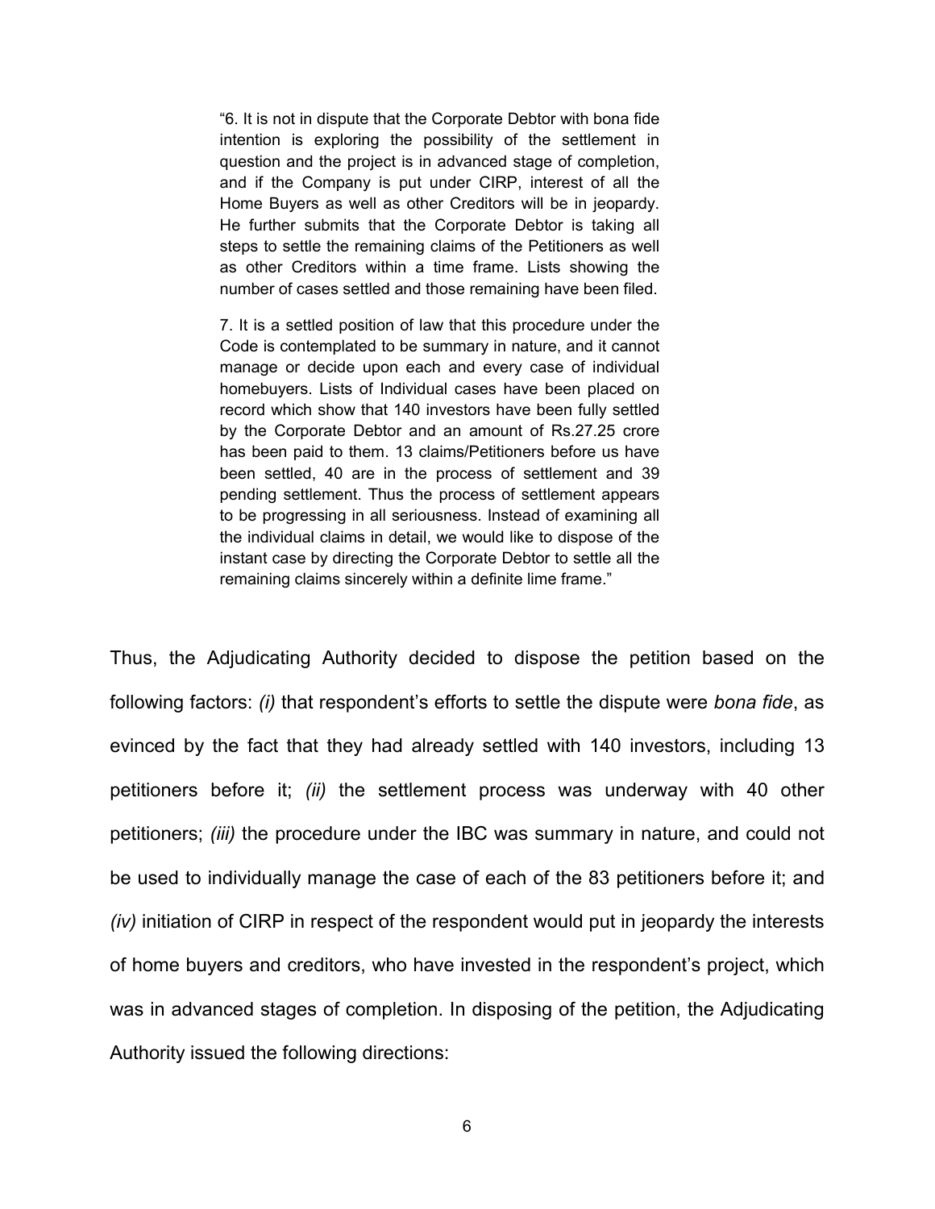> "6. It is not in dispute that the Corporate Debtor with bona fide intention is exploring the possibility of the settlement in question and the project is in advanced stage of completion, and if the Company is put under CIRP, interest of all the Home Buyers as well as other Creditors will be in jeopardy. He further submits that the Corporate Debtor is taking all steps to settle the remaining claims of the Petitioners as well as other Creditors within a time frame. Lists showing the number of cases settled and those remaining have been filed.
>
> 7. It is a settled position of law that this procedure under the Code is contemplated to be summary in nature, and it cannot manage or decide upon each and every case of individual homebuyers. Lists of Individual cases have been placed on record which show that 140 investors have been fully settled by the Corporate Debtor and an amount of Rs.27.25 crore has been paid to them. 13 claims/Petitioners before us have been settled, 40 are in the process of settlement and 39 pending settlement. Thus the process of settlement appears to be progressing in all seriousness. Instead of examining all the individual claims in detail, we would like to dispose of the instant case by directing the Corporate Debtor to settle all the remaining claims sincerely within a definite lime frame."

Thus, the Adjudicating Authority decided to dispose the petition based on the following factors: *(i)* that respondent's efforts to settle the dispute were *bona fide*, as evinced by the fact that they had already settled with 140 investors, including 13 petitioners before it; *(ii)* the settlement process was underway with 40 other petitioners; *(iii)* the procedure under the IBC was summary in nature, and could not be used to individually manage the case of each of the 83 petitioners before it; and *(iv)* initiation of CIRP in respect of the respondent would put in jeopardy the interests of home buyers and creditors, who have invested in the respondent's project, which was in advanced stages of completion. In disposing of the petition, the Adjudicating Authority issued the following directions: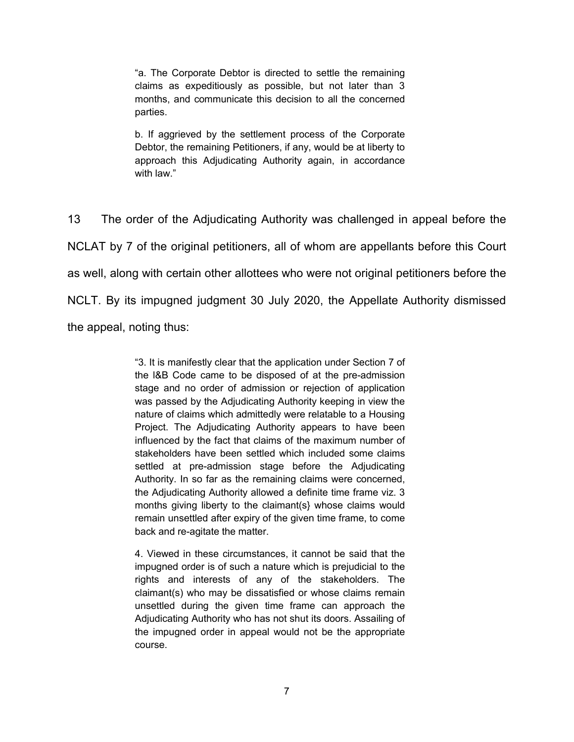> "a. The Corporate Debtor is directed to settle the remaining claims as expeditiously as possible, but not later than 3 months, and communicate this decision to all the concerned parties.
>
> b. If aggrieved by the settlement process of the Corporate Debtor, the remaining Petitioners, if any, would be at liberty to approach this Adjudicating Authority again, in accordance with law."

13 The order of the Adjudicating Authority was challenged in appeal before the NCLAT by 7 of the original petitioners, all of whom are appellants before this Court as well, along with certain other allottees who were not original petitioners before the NCLT. By its impugned judgment 30 July 2020, the Appellate Authority dismissed the appeal, noting thus:

> "3. It is manifestly clear that the application under Section 7 of the I&B Code came to be disposed of at the pre-admission stage and no order of admission or rejection of application was passed by the Adjudicating Authority keeping in view the nature of claims which admittedly were relatable to a Housing Project. The Adjudicating Authority appears to have been influenced by the fact that claims of the maximum number of stakeholders have been settled which included some claims settled at pre-admission stage before the Adjudicating Authority. In so far as the remaining claims were concerned, the Adjudicating Authority allowed a definite time frame viz. 3 months giving liberty to the claimant(s} whose claims would remain unsettled after expiry of the given time frame, to come back and re-agitate the matter.
>
> 4. Viewed in these circumstances, it cannot be said that the impugned order is of such a nature which is prejudicial to the rights and interests of any of the stakeholders. The claimant(s) who may be dissatisfied or whose claims remain unsettled during the given time frame can approach the Adjudicating Authority who has not shut its doors. Assailing of the impugned order in appeal would not be the appropriate course.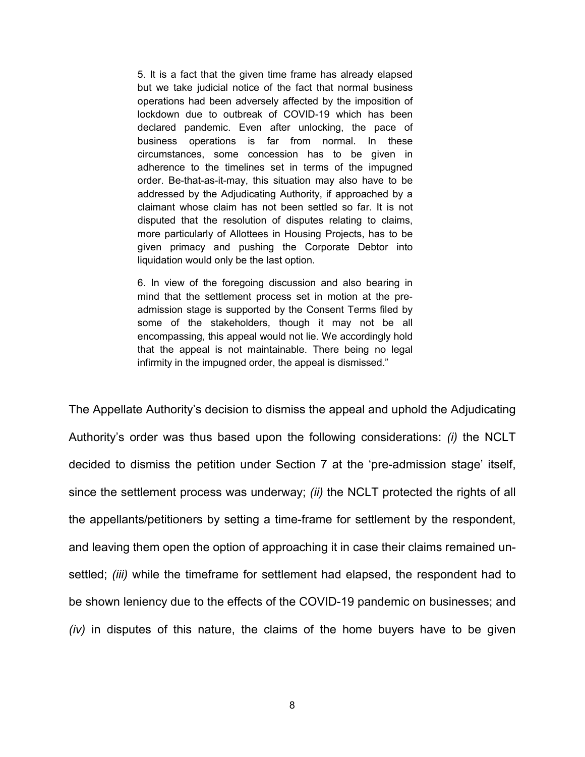> 5. It is a fact that the given time frame has already elapsed but we take judicial notice of the fact that normal business operations had been adversely affected by the imposition of lockdown due to outbreak of COVID-19 which has been declared pandemic. Even after unlocking, the pace of business operations is far from normal. In these circumstances, some concession has to be given in adherence to the timelines set in terms of the impugned order. Be-that-as-it-may, this situation may also have to be addressed by the Adjudicating Authority, if approached by a claimant whose claim has not been settled so far. It is not disputed that the resolution of disputes relating to claims, more particularly of Allottees in Housing Projects, has to be given primacy and pushing the Corporate Debtor into liquidation would only be the last option.
>
> 6. In view of the foregoing discussion and also bearing in mind that the settlement process set in motion at the pre-admission stage is supported by the Consent Terms filed by some of the stakeholders, though it may not be all encompassing, this appeal would not lie. We accordingly hold that the appeal is not maintainable. There being no legal infirmity in the impugned order, the appeal is dismissed."

The Appellate Authority's decision to dismiss the appeal and uphold the Adjudicating Authority's order was thus based upon the following considerations: *(i)* the NCLT decided to dismiss the petition under Section 7 at the 'pre-admission stage' itself, since the settlement process was underway; *(ii)* the NCLT protected the rights of all the appellants/petitioners by setting a time-frame for settlement by the respondent, and leaving them open the option of approaching it in case their claims remained un-settled; *(iii)* while the timeframe for settlement had elapsed, the respondent had to be shown leniency due to the effects of the COVID-19 pandemic on businesses; and *(iv)* in disputes of this nature, the claims of the home buyers have to be given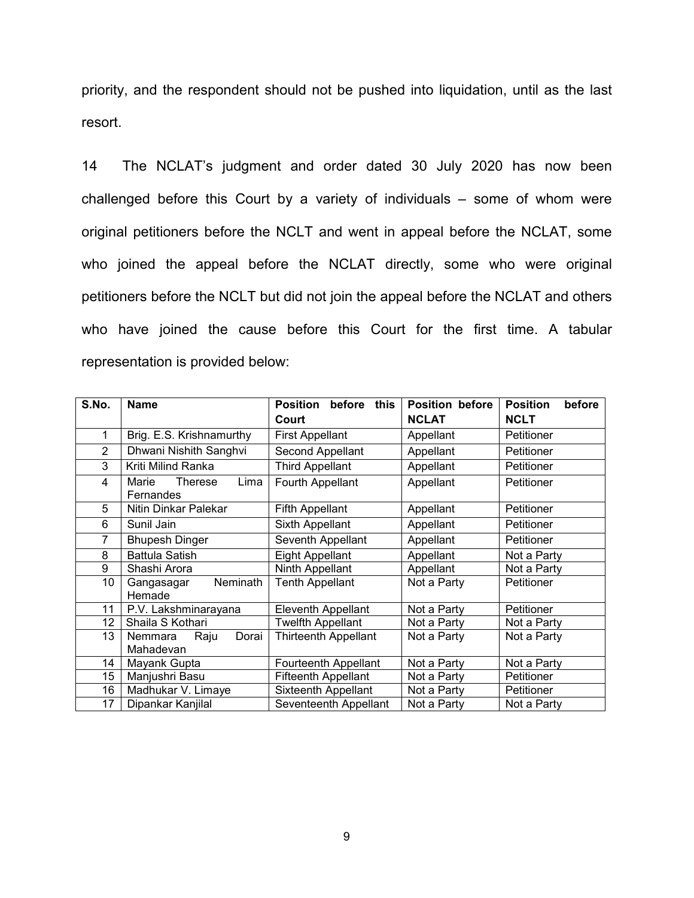priority, and the respondent should not be pushed into liquidation, until as the last resort.

14 The NCLAT's judgment and order dated 30 July 2020 has now been challenged before this Court by a variety of individuals – some of whom were original petitioners before the NCLT and went in appeal before the NCLAT, some who joined the appeal before the NCLAT directly, some who were original petitioners before the NCLT but did not join the appeal before the NCLAT and others who have joined the cause before this Court for the first time. A tabular representation is provided below:

| S.No. | Name | Position before this Court | Position before NCLAT | Position before NCLT |
|---|---|---|---|---|
| 1 | Brig. E.S. Krishnamurthy | First Appellant | Appellant | Petitioner |
| 2 | Dhwani Nishith Sanghvi | Second Appellant | Appellant | Petitioner |
| 3 | Kriti Milind Ranka | Third Appellant | Appellant | Petitioner |
| 4 | Marie Therese Lima Fernandes | Fourth Appellant | Appellant | Petitioner |
| 5 | Nitin Dinkar Palekar | Fifth Appellant | Appellant | Petitioner |
| 6 | Sunil Jain | Sixth Appellant | Appellant | Petitioner |
| 7 | Bhupesh Dinger | Seventh Appellant | Appellant | Petitioner |
| 8 | Battula Satish | Eight Appellant | Appellant | Not a Party |
| 9 | Shashi Arora | Ninth Appellant | Appellant | Not a Party |
| 10 | Gangasagar Neminath Hemade | Tenth Appellant | Not a Party | Petitioner |
| 11 | P.V. Lakshminarayana | Eleventh Appellant | Not a Party | Petitioner |
| 12 | Shaila S Kothari | Twelfth Appellant | Not a Party | Not a Party |
| 13 | Nemmara Raju Dorai Mahadevan | Thirteenth Appellant | Not a Party | Not a Party |
| 14 | Mayank Gupta | Fourteenth Appellant | Not a Party | Not a Party |
| 15 | Manjushri Basu | Fifteenth Appellant | Not a Party | Petitioner |
| 16 | Madhukar V. Limaye | Sixteenth Appellant | Not a Party | Petitioner |
| 17 | Dipankar Kanjilal | Seventeenth Appellant | Not a Party | Not a Party |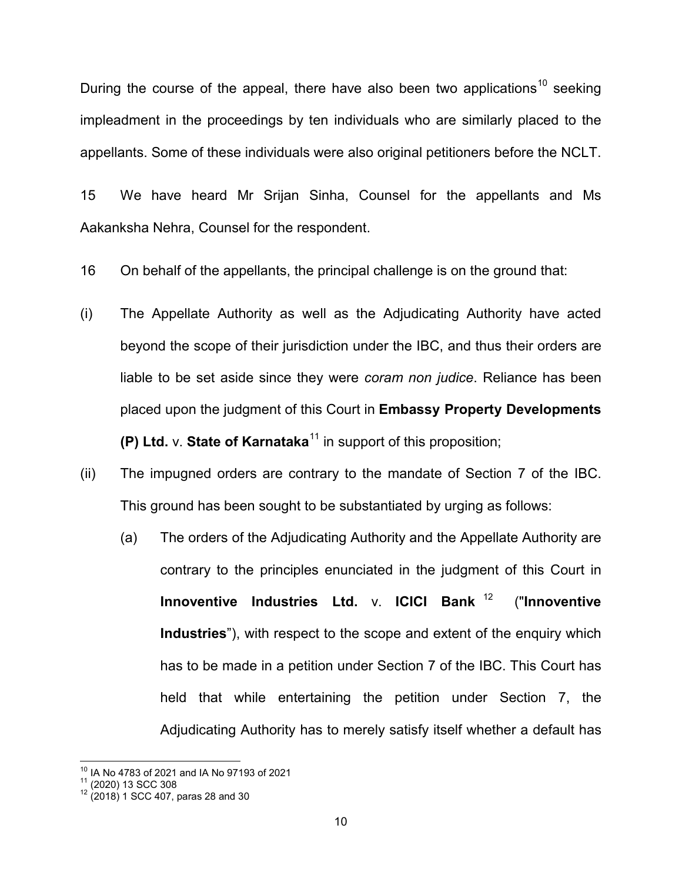During the course of the appeal, there have also been two applications[10] seeking impleadment in the proceedings by ten individuals who are similarly placed to the appellants. Some of these individuals were also original petitioners before the NCLT.

15 We have heard Mr Srijan Sinha, Counsel for the appellants and Ms Aakanksha Nehra, Counsel for the respondent.

16 On behalf of the appellants, the principal challenge is on the ground that:

(i) The Appellate Authority as well as the Adjudicating Authority have acted beyond the scope of their jurisdiction under the IBC, and thus their orders are liable to be set aside since they were *coram non judice*. Reliance has been placed upon the judgment of this Court in **Embassy Property Developments (P) Ltd.** v. **State of Karnataka**[11] in support of this proposition;

(ii) The impugned orders are contrary to the mandate of Section 7 of the IBC. This ground has been sought to be substantiated by urging as follows:

  (a) The orders of the Adjudicating Authority and the Appellate Authority are contrary to the principles enunciated in the judgment of this Court in **Innoventive Industries Ltd.** v. **ICICI Bank**[12] ("**Innoventive Industries**"), with respect to the scope and extent of the enquiry which has to be made in a petition under Section 7 of the IBC. This Court has held that while entertaining the petition under Section 7, the Adjudicating Authority has to merely satisfy itself whether a default has

---

[10] IA No 4783 of 2021 and IA No 97193 of 2021

[11] (2020) 13 SCC 308

[12] (2018) 1 SCC 407, paras 28 and 30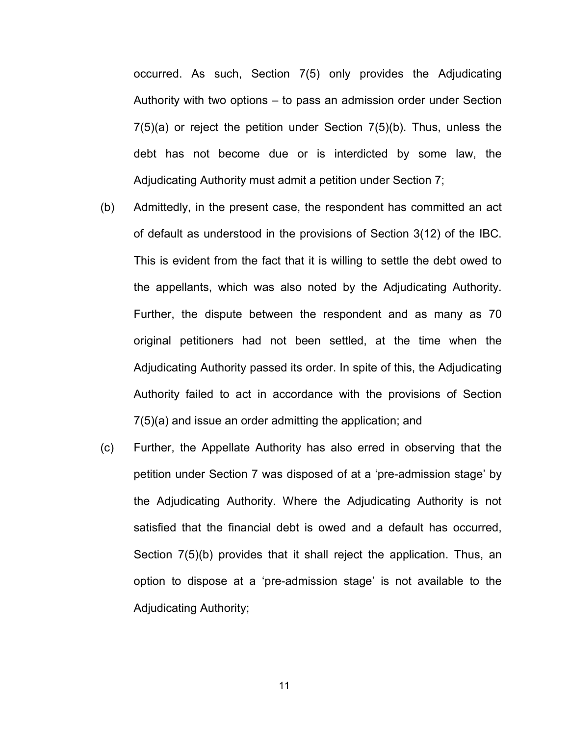occurred. As such, Section 7(5) only provides the Adjudicating Authority with two options – to pass an admission order under Section 7(5)(a) or reject the petition under Section 7(5)(b). Thus, unless the debt has not become due or is interdicted by some law, the Adjudicating Authority must admit a petition under Section 7;

(b) Admittedly, in the present case, the respondent has committed an act of default as understood in the provisions of Section 3(12) of the IBC. This is evident from the fact that it is willing to settle the debt owed to the appellants, which was also noted by the Adjudicating Authority. Further, the dispute between the respondent and as many as 70 original petitioners had not been settled, at the time when the Adjudicating Authority passed its order. In spite of this, the Adjudicating Authority failed to act in accordance with the provisions of Section 7(5)(a) and issue an order admitting the application; and

(c) Further, the Appellate Authority has also erred in observing that the petition under Section 7 was disposed of at a 'pre-admission stage' by the Adjudicating Authority. Where the Adjudicating Authority is not satisfied that the financial debt is owed and a default has occurred, Section 7(5)(b) provides that it shall reject the application. Thus, an option to dispose at a 'pre-admission stage' is not available to the Adjudicating Authority;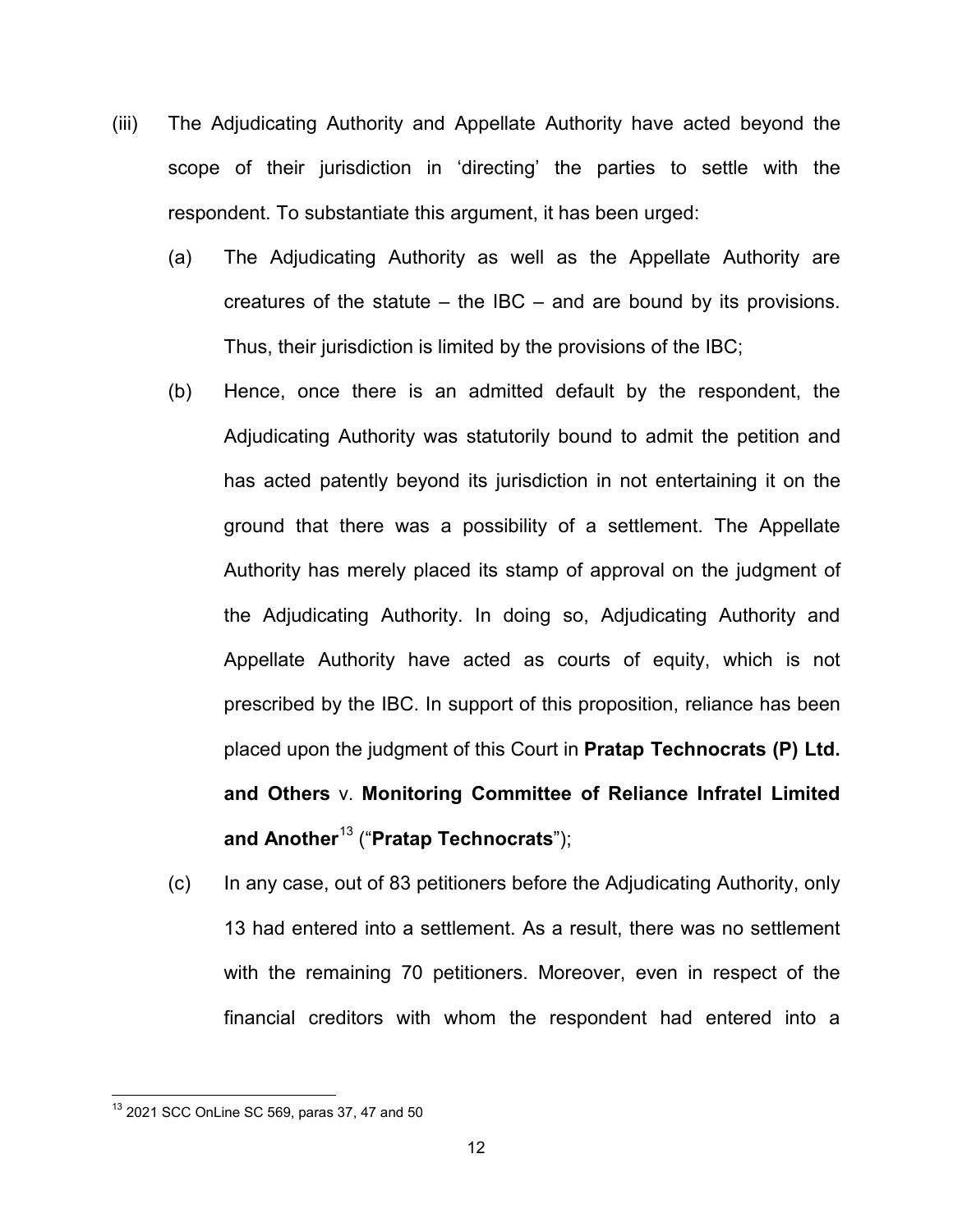(iii) The Adjudicating Authority and Appellate Authority have acted beyond the scope of their jurisdiction in 'directing' the parties to settle with the respondent. To substantiate this argument, it has been urged:

(a) The Adjudicating Authority as well as the Appellate Authority are creatures of the statute – the IBC – and are bound by its provisions. Thus, their jurisdiction is limited by the provisions of the IBC;

(b) Hence, once there is an admitted default by the respondent, the Adjudicating Authority was statutorily bound to admit the petition and has acted patently beyond its jurisdiction in not entertaining it on the ground that there was a possibility of a settlement. The Appellate Authority has merely placed its stamp of approval on the judgment of the Adjudicating Authority. In doing so, Adjudicating Authority and Appellate Authority have acted as courts of equity, which is not prescribed by the IBC. In support of this proposition, reliance has been placed upon the judgment of this Court in **Pratap Technocrats (P) Ltd. and Others** v. **Monitoring Committee of Reliance Infratel Limited and Another**[13] ("**Pratap Technocrats**");

(c) In any case, out of 83 petitioners before the Adjudicating Authority, only 13 had entered into a settlement. As a result, there was no settlement with the remaining 70 petitioners. Moreover, even in respect of the financial creditors with whom the respondent had entered into a

[13] 2021 SCC OnLine SC 569, paras 37, 47 and 50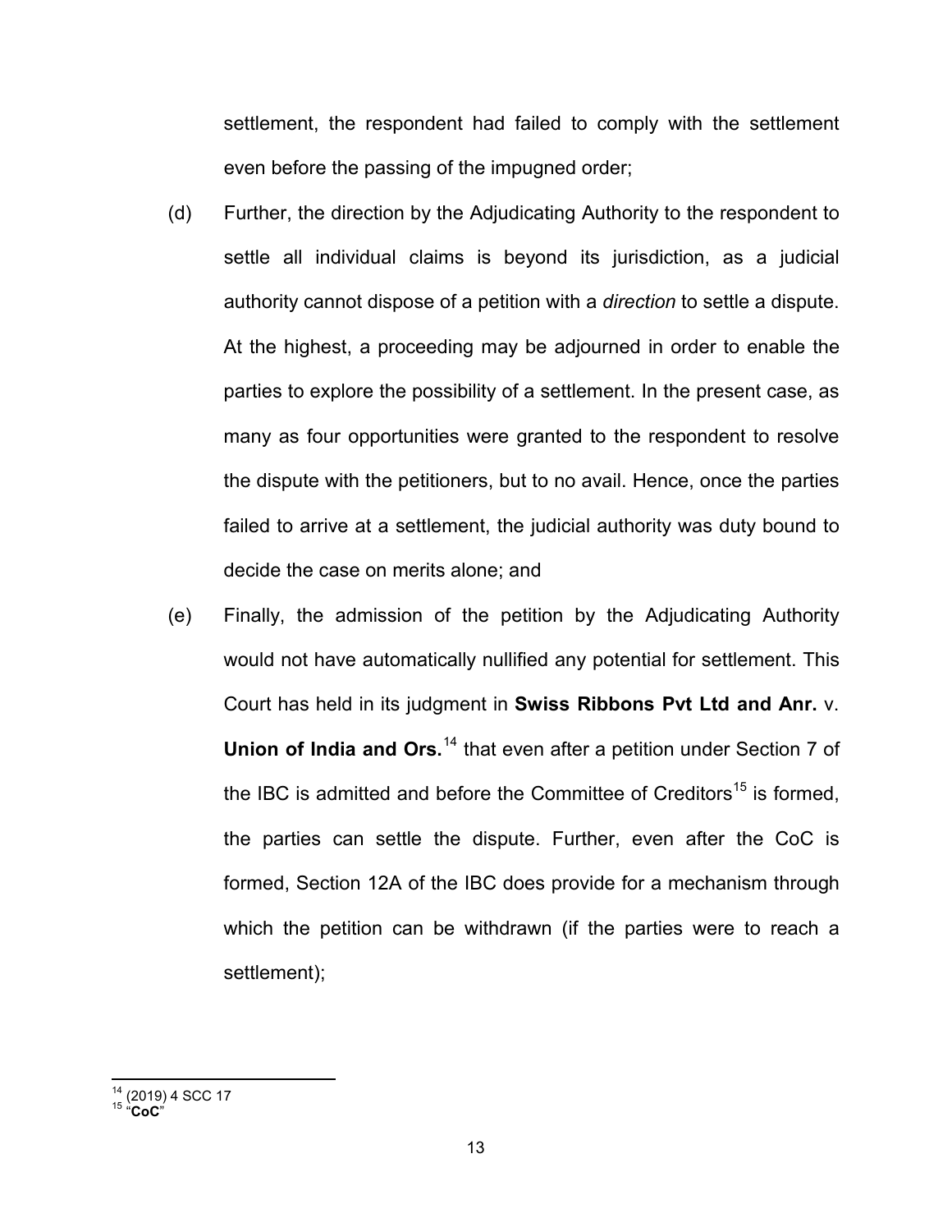settlement, the respondent had failed to comply with the settlement even before the passing of the impugned order;

(d) Further, the direction by the Adjudicating Authority to the respondent to settle all individual claims is beyond its jurisdiction, as a judicial authority cannot dispose of a petition with a *direction* to settle a dispute. At the highest, a proceeding may be adjourned in order to enable the parties to explore the possibility of a settlement. In the present case, as many as four opportunities were granted to the respondent to resolve the dispute with the petitioners, but to no avail. Hence, once the parties failed to arrive at a settlement, the judicial authority was duty bound to decide the case on merits alone; and

(e) Finally, the admission of the petition by the Adjudicating Authority would not have automatically nullified any potential for settlement. This Court has held in its judgment in **Swiss Ribbons Pvt Ltd and Anr.** v. **Union of India and Ors.**[14] that even after a petition under Section 7 of the IBC is admitted and before the Committee of Creditors[15] is formed, the parties can settle the dispute. Further, even after the CoC is formed, Section 12A of the IBC does provide for a mechanism through which the petition can be withdrawn (if the parties were to reach a settlement);

---

[14] (2019) 4 SCC 17

[15] "**CoC**"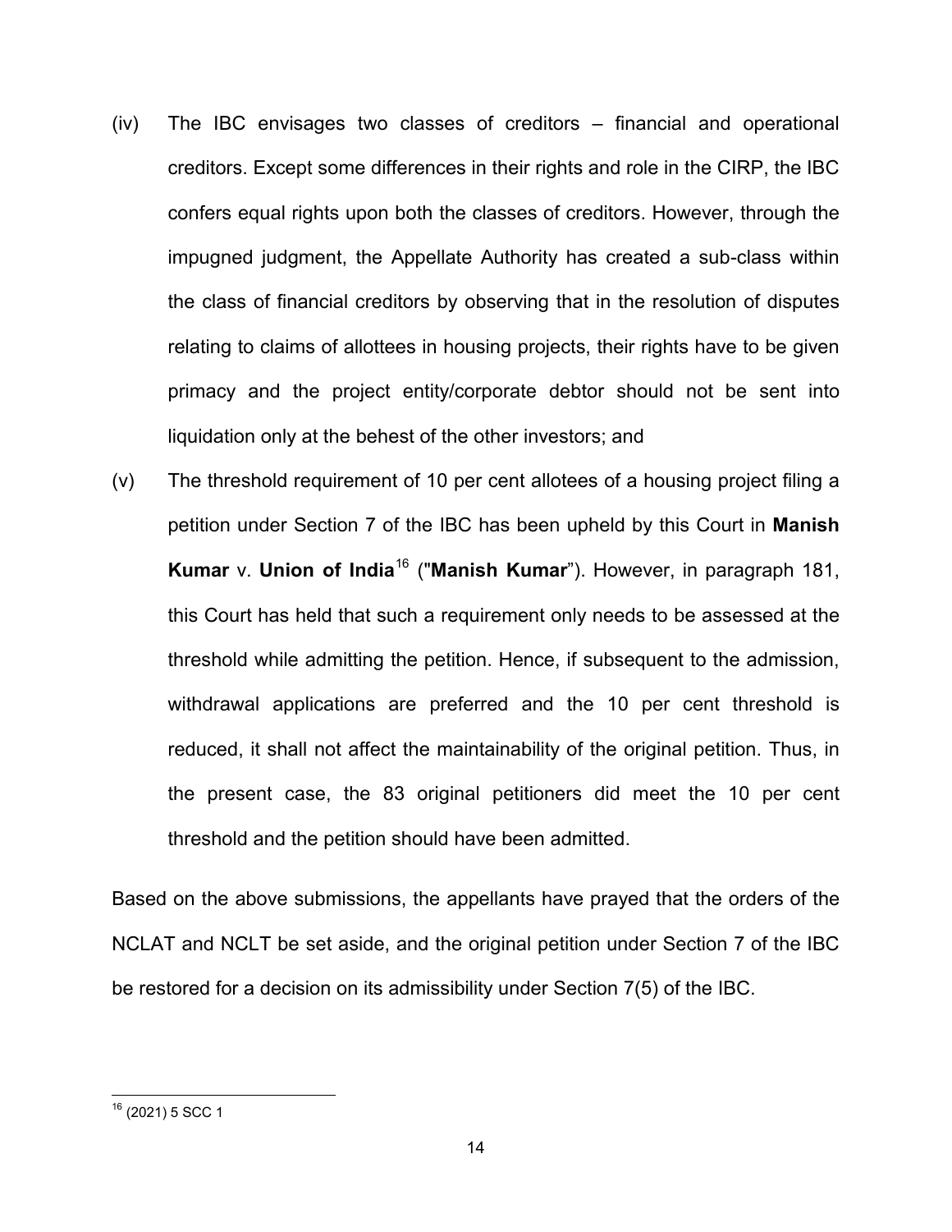(iv) The IBC envisages two classes of creditors – financial and operational creditors. Except some differences in their rights and role in the CIRP, the IBC confers equal rights upon both the classes of creditors. However, through the impugned judgment, the Appellate Authority has created a sub-class within the class of financial creditors by observing that in the resolution of disputes relating to claims of allottees in housing projects, their rights have to be given primacy and the project entity/corporate debtor should not be sent into liquidation only at the behest of the other investors; and

(v) The threshold requirement of 10 per cent allotees of a housing project filing a petition under Section 7 of the IBC has been upheld by this Court in **Manish Kumar** v. **Union of India**[16] ("**Manish Kumar**"). However, in paragraph 181, this Court has held that such a requirement only needs to be assessed at the threshold while admitting the petition. Hence, if subsequent to the admission, withdrawal applications are preferred and the 10 per cent threshold is reduced, it shall not affect the maintainability of the original petition. Thus, in the present case, the 83 original petitioners did meet the 10 per cent threshold and the petition should have been admitted.

Based on the above submissions, the appellants have prayed that the orders of the NCLAT and NCLT be set aside, and the original petition under Section 7 of the IBC be restored for a decision on its admissibility under Section 7(5) of the IBC.

---

[16] (2021) 5 SCC 1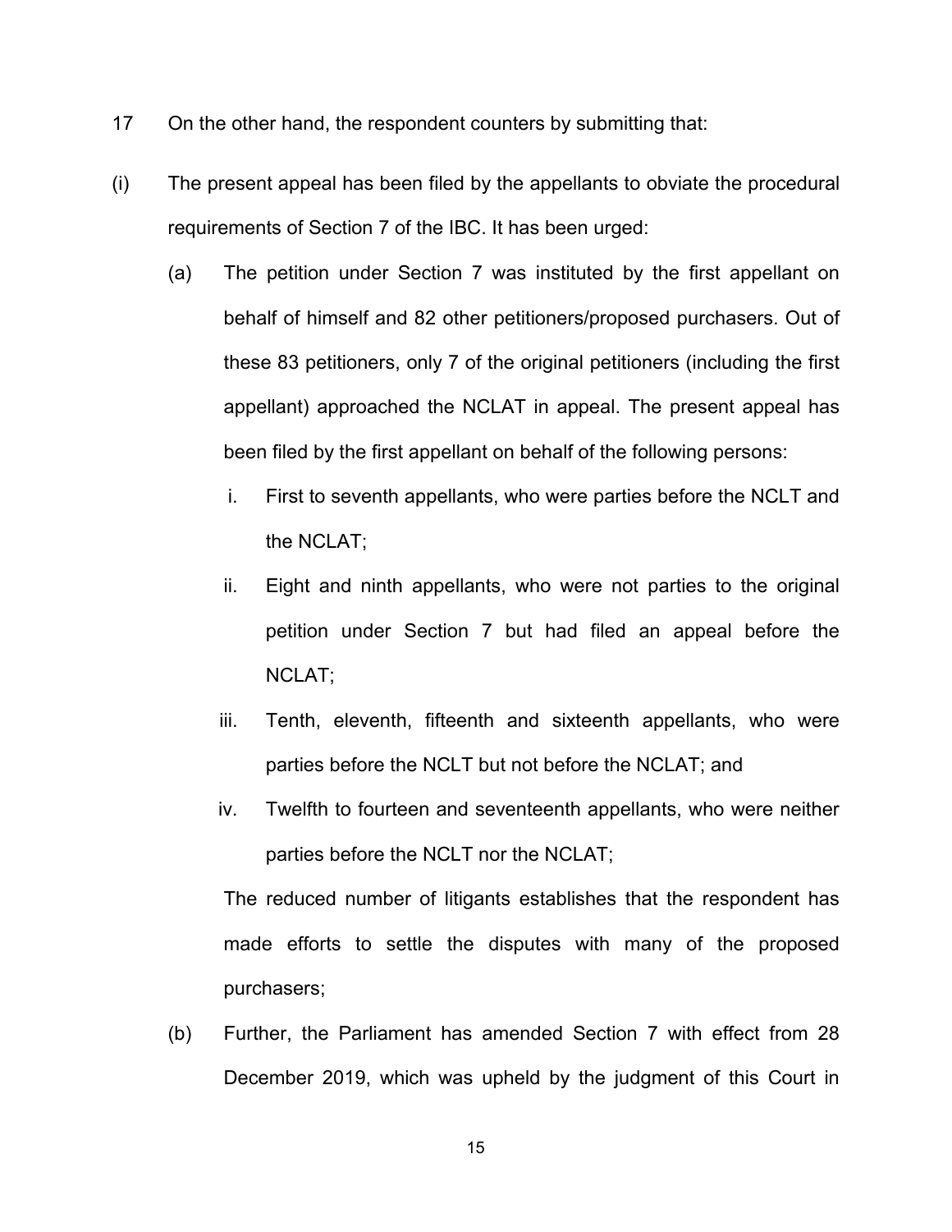17 On the other hand, the respondent counters by submitting that:

(i) The present appeal has been filed by the appellants to obviate the procedural requirements of Section 7 of the IBC. It has been urged:

   (a) The petition under Section 7 was instituted by the first appellant on behalf of himself and 82 other petitioners/proposed purchasers. Out of these 83 petitioners, only 7 of the original petitioners (including the first appellant) approached the NCLAT in appeal. The present appeal has been filed by the first appellant on behalf of the following persons:

      i. First to seventh appellants, who were parties before the NCLT and the NCLAT;

      ii. Eight and ninth appellants, who were not parties to the original petition under Section 7 but had filed an appeal before the NCLAT;

      iii. Tenth, eleventh, fifteenth and sixteenth appellants, who were parties before the NCLT but not before the NCLAT; and

      iv. Twelfth to fourteen and seventeenth appellants, who were neither parties before the NCLT nor the NCLAT;

   The reduced number of litigants establishes that the respondent has made efforts to settle the disputes with many of the proposed purchasers;

   (b) Further, the Parliament has amended Section 7 with effect from 28 December 2019, which was upheld by the judgment of this Court in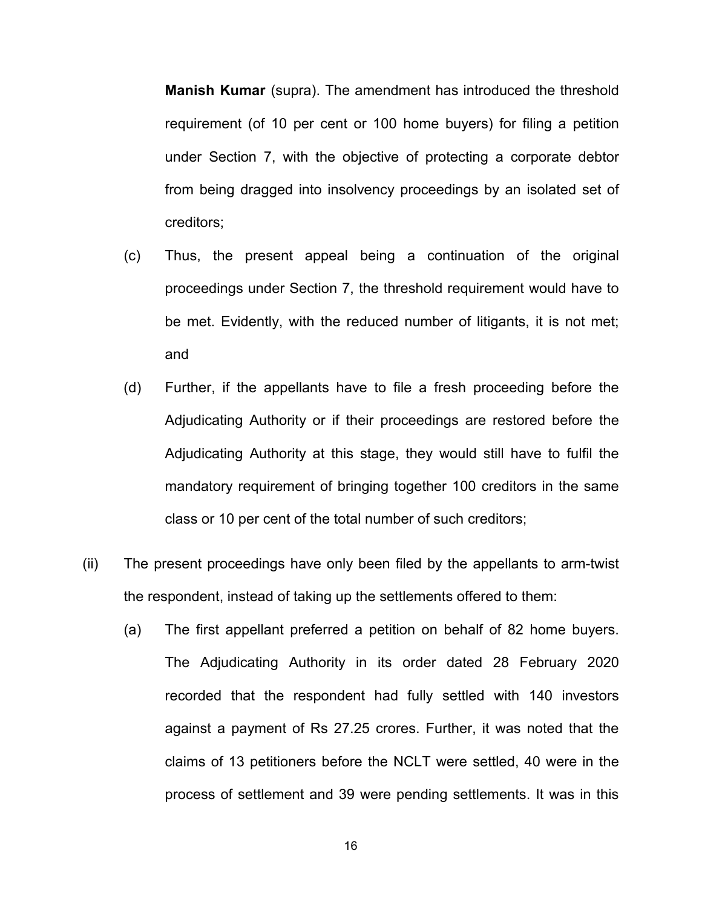**Manish Kumar** (supra). The amendment has introduced the threshold requirement (of 10 per cent or 100 home buyers) for filing a petition under Section 7, with the objective of protecting a corporate debtor from being dragged into insolvency proceedings by an isolated set of creditors;

(c) Thus, the present appeal being a continuation of the original proceedings under Section 7, the threshold requirement would have to be met. Evidently, with the reduced number of litigants, it is not met; and

(d) Further, if the appellants have to file a fresh proceeding before the Adjudicating Authority or if their proceedings are restored before the Adjudicating Authority at this stage, they would still have to fulfil the mandatory requirement of bringing together 100 creditors in the same class or 10 per cent of the total number of such creditors;

(ii) The present proceedings have only been filed by the appellants to arm-twist the respondent, instead of taking up the settlements offered to them:

(a) The first appellant preferred a petition on behalf of 82 home buyers. The Adjudicating Authority in its order dated 28 February 2020 recorded that the respondent had fully settled with 140 investors against a payment of Rs 27.25 crores. Further, it was noted that the claims of 13 petitioners before the NCLT were settled, 40 were in the process of settlement and 39 were pending settlements. It was in this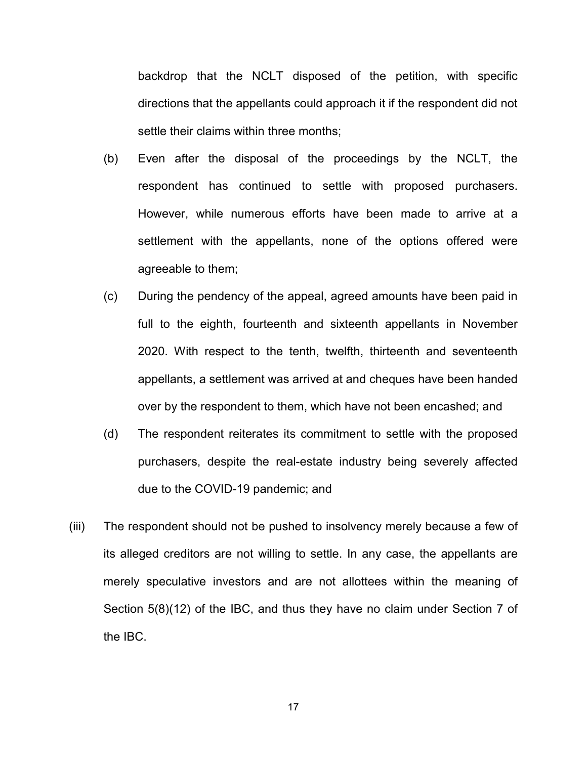backdrop that the NCLT disposed of the petition, with specific directions that the appellants could approach it if the respondent did not settle their claims within three months;

(b) Even after the disposal of the proceedings by the NCLT, the respondent has continued to settle with proposed purchasers. However, while numerous efforts have been made to arrive at a settlement with the appellants, none of the options offered were agreeable to them;

(c) During the pendency of the appeal, agreed amounts have been paid in full to the eighth, fourteenth and sixteenth appellants in November 2020. With respect to the tenth, twelfth, thirteenth and seventeenth appellants, a settlement was arrived at and cheques have been handed over by the respondent to them, which have not been encashed; and

(d) The respondent reiterates its commitment to settle with the proposed purchasers, despite the real-estate industry being severely affected due to the COVID-19 pandemic; and

(iii) The respondent should not be pushed to insolvency merely because a few of its alleged creditors are not willing to settle. In any case, the appellants are merely speculative investors and are not allottees within the meaning of Section 5(8)(12) of the IBC, and thus they have no claim under Section 7 of the IBC.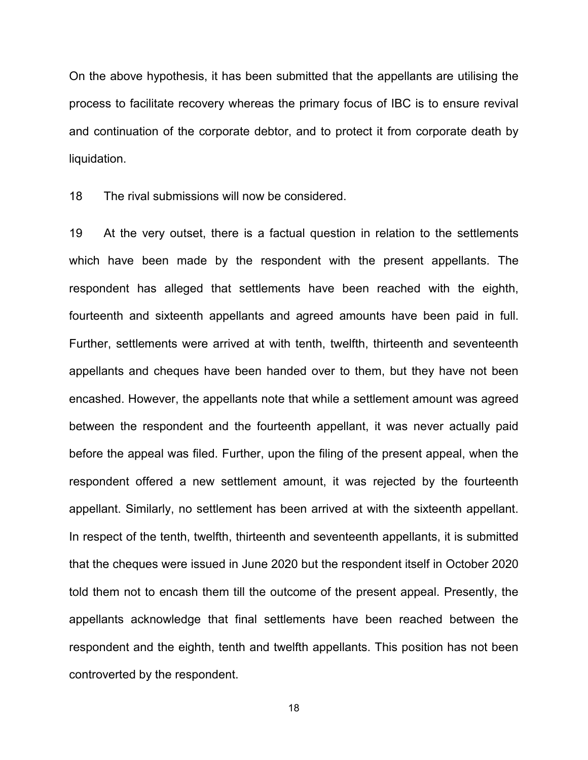On the above hypothesis, it has been submitted that the appellants are utilising the process to facilitate recovery whereas the primary focus of IBC is to ensure revival and continuation of the corporate debtor, and to protect it from corporate death by liquidation.

18 The rival submissions will now be considered.

19 At the very outset, there is a factual question in relation to the settlements which have been made by the respondent with the present appellants. The respondent has alleged that settlements have been reached with the eighth, fourteenth and sixteenth appellants and agreed amounts have been paid in full. Further, settlements were arrived at with tenth, twelfth, thirteenth and seventeenth appellants and cheques have been handed over to them, but they have not been encashed. However, the appellants note that while a settlement amount was agreed between the respondent and the fourteenth appellant, it was never actually paid before the appeal was filed. Further, upon the filing of the present appeal, when the respondent offered a new settlement amount, it was rejected by the fourteenth appellant. Similarly, no settlement has been arrived at with the sixteenth appellant. In respect of the tenth, twelfth, thirteenth and seventeenth appellants, it is submitted that the cheques were issued in June 2020 but the respondent itself in October 2020 told them not to encash them till the outcome of the present appeal. Presently, the appellants acknowledge that final settlements have been reached between the respondent and the eighth, tenth and twelfth appellants. This position has not been controverted by the respondent.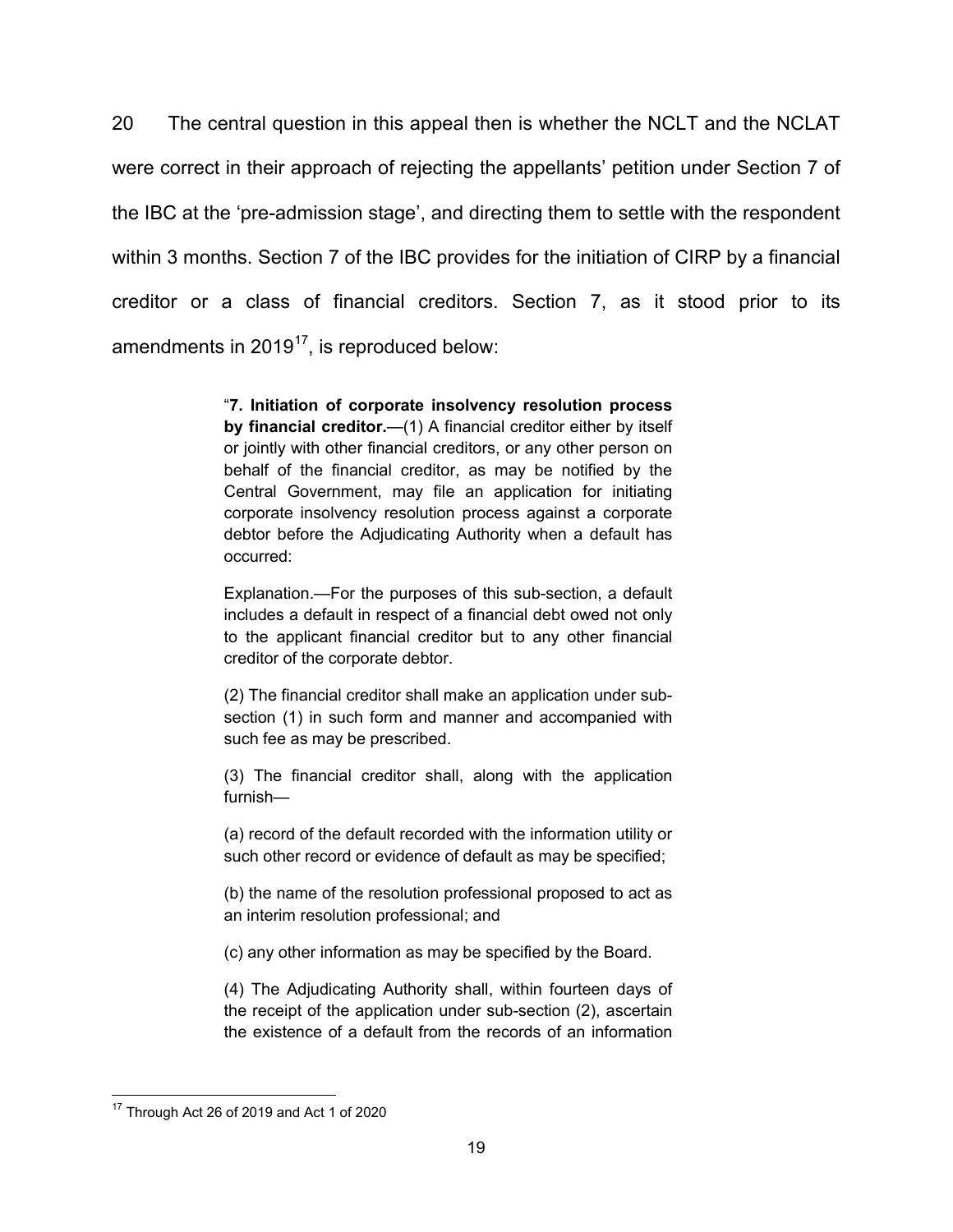20 The central question in this appeal then is whether the NCLT and the NCLAT were correct in their approach of rejecting the appellants' petition under Section 7 of the IBC at the 'pre-admission stage', and directing them to settle with the respondent within 3 months. Section 7 of the IBC provides for the initiation of CIRP by a financial creditor or a class of financial creditors. Section 7, as it stood prior to its amendments in 2019[17], is reproduced below:

> "**7. Initiation of corporate insolvency resolution process by financial creditor.**—(1) A financial creditor either by itself or jointly with other financial creditors, or any other person on behalf of the financial creditor, as may be notified by the Central Government, may file an application for initiating corporate insolvency resolution process against a corporate debtor before the Adjudicating Authority when a default has occurred:
>
> Explanation.—For the purposes of this sub-section, a default includes a default in respect of a financial debt owed not only to the applicant financial creditor but to any other financial creditor of the corporate debtor.
>
> (2) The financial creditor shall make an application under sub-section (1) in such form and manner and accompanied with such fee as may be prescribed.
>
> (3) The financial creditor shall, along with the application furnish—
>
> (a) record of the default recorded with the information utility or such other record or evidence of default as may be specified;
>
> (b) the name of the resolution professional proposed to act as an interim resolution professional; and
>
> (c) any other information as may be specified by the Board.
>
> (4) The Adjudicating Authority shall, within fourteen days of the receipt of the application under sub-section (2), ascertain the existence of a default from the records of an information

---

[17] Through Act 26 of 2019 and Act 1 of 2020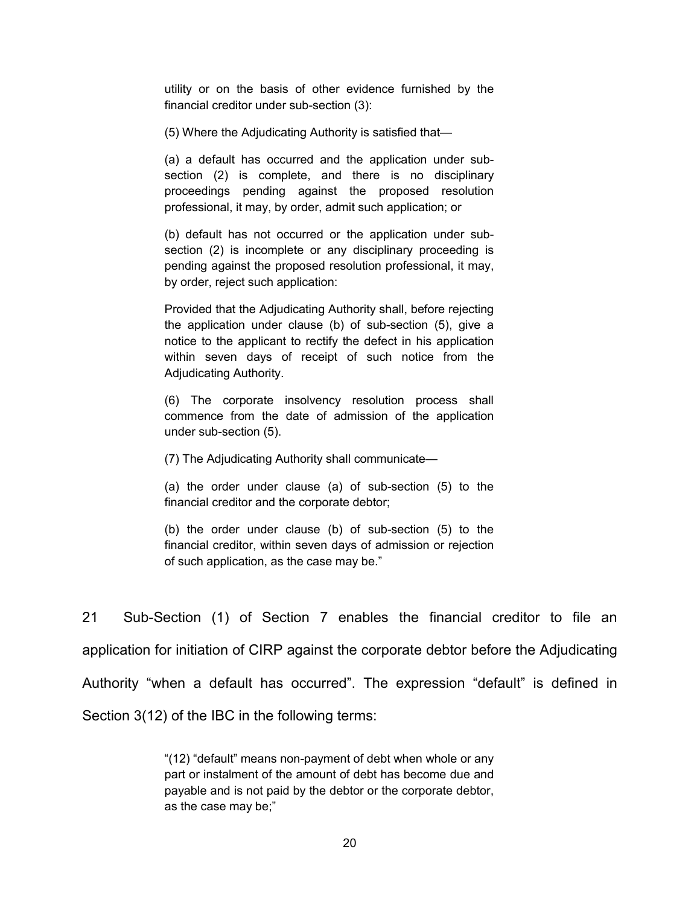> utility or on the basis of other evidence furnished by the financial creditor under sub-section (3):
>
> (5) Where the Adjudicating Authority is satisfied that—
>
> (a) a default has occurred and the application under sub-section (2) is complete, and there is no disciplinary proceedings pending against the proposed resolution professional, it may, by order, admit such application; or
>
> (b) default has not occurred or the application under sub-section (2) is incomplete or any disciplinary proceeding is pending against the proposed resolution professional, it may, by order, reject such application:
>
> Provided that the Adjudicating Authority shall, before rejecting the application under clause (b) of sub-section (5), give a notice to the applicant to rectify the defect in his application within seven days of receipt of such notice from the Adjudicating Authority.
>
> (6) The corporate insolvency resolution process shall commence from the date of admission of the application under sub-section (5).
>
> (7) The Adjudicating Authority shall communicate—
>
> (a) the order under clause (a) of sub-section (5) to the financial creditor and the corporate debtor;
>
> (b) the order under clause (b) of sub-section (5) to the financial creditor, within seven days of admission or rejection of such application, as the case may be."

21 Sub-Section (1) of Section 7 enables the financial creditor to file an application for initiation of CIRP against the corporate debtor before the Adjudicating Authority "when a default has occurred". The expression "default" is defined in Section 3(12) of the IBC in the following terms:

> "(12) "default" means non-payment of debt when whole or any part or instalment of the amount of debt has become due and payable and is not paid by the debtor or the corporate debtor, as the case may be;"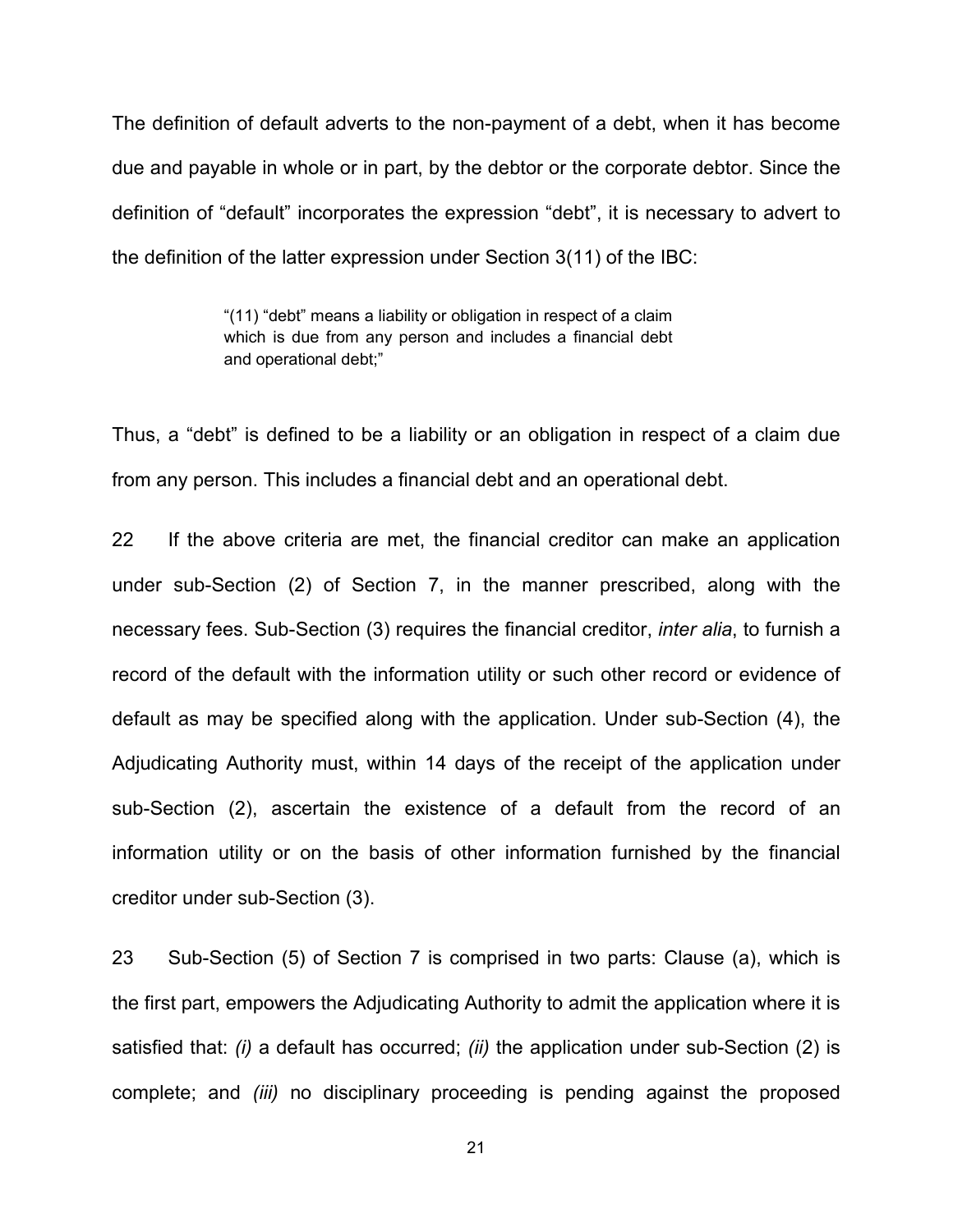The definition of default adverts to the non-payment of a debt, when it has become due and payable in whole or in part, by the debtor or the corporate debtor. Since the definition of "default" incorporates the expression "debt", it is necessary to advert to the definition of the latter expression under Section 3(11) of the IBC:

> "(11) "debt" means a liability or obligation in respect of a claim which is due from any person and includes a financial debt and operational debt;"

Thus, a "debt" is defined to be a liability or an obligation in respect of a claim due from any person. This includes a financial debt and an operational debt.

22 If the above criteria are met, the financial creditor can make an application under sub-Section (2) of Section 7, in the manner prescribed, along with the necessary fees. Sub-Section (3) requires the financial creditor, *inter alia*, to furnish a record of the default with the information utility or such other record or evidence of default as may be specified along with the application. Under sub-Section (4), the Adjudicating Authority must, within 14 days of the receipt of the application under sub-Section (2), ascertain the existence of a default from the record of an information utility or on the basis of other information furnished by the financial creditor under sub-Section (3).

23 Sub-Section (5) of Section 7 is comprised in two parts: Clause (a), which is the first part, empowers the Adjudicating Authority to admit the application where it is satisfied that: *(i)* a default has occurred; *(ii)* the application under sub-Section (2) is complete; and *(iii)* no disciplinary proceeding is pending against the proposed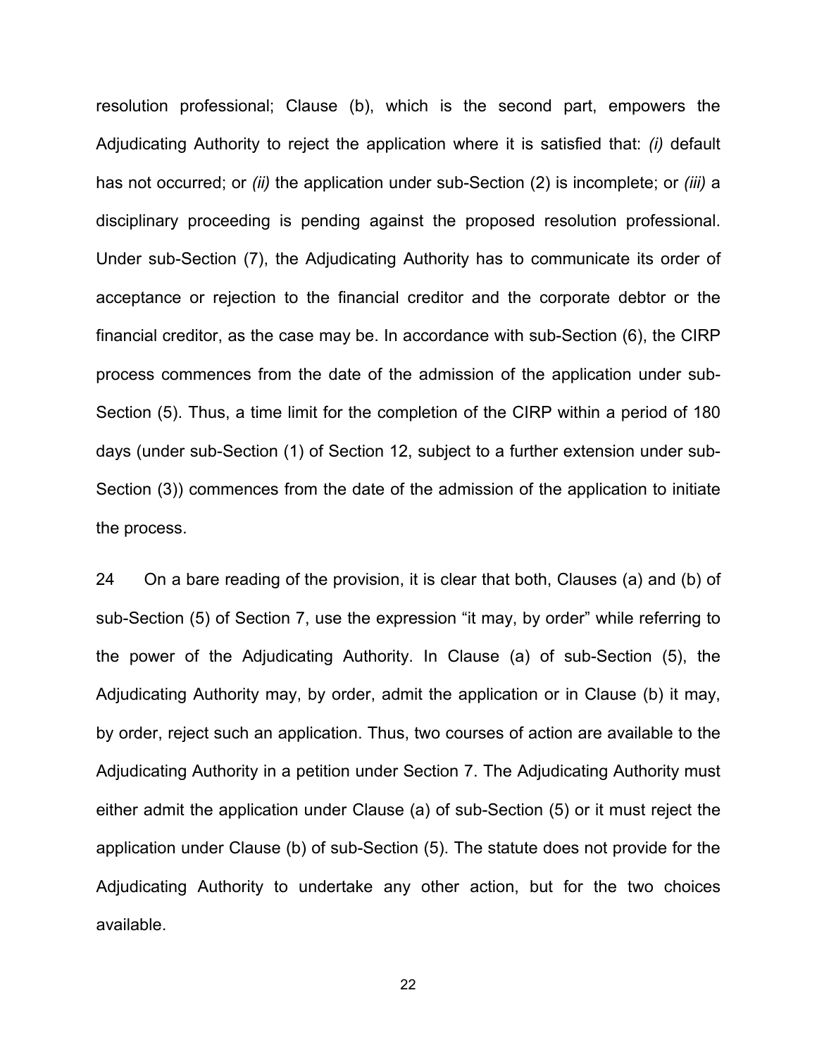resolution professional; Clause (b), which is the second part, empowers the Adjudicating Authority to reject the application where it is satisfied that: *(i)* default has not occurred; or *(ii)* the application under sub-Section (2) is incomplete; or *(iii)* a disciplinary proceeding is pending against the proposed resolution professional. Under sub-Section (7), the Adjudicating Authority has to communicate its order of acceptance or rejection to the financial creditor and the corporate debtor or the financial creditor, as the case may be. In accordance with sub-Section (6), the CIRP process commences from the date of the admission of the application under sub-Section (5). Thus, a time limit for the completion of the CIRP within a period of 180 days (under sub-Section (1) of Section 12, subject to a further extension under sub-Section (3)) commences from the date of the admission of the application to initiate the process.

24 On a bare reading of the provision, it is clear that both, Clauses (a) and (b) of sub-Section (5) of Section 7, use the expression "it may, by order" while referring to the power of the Adjudicating Authority. In Clause (a) of sub-Section (5), the Adjudicating Authority may, by order, admit the application or in Clause (b) it may, by order, reject such an application. Thus, two courses of action are available to the Adjudicating Authority in a petition under Section 7. The Adjudicating Authority must either admit the application under Clause (a) of sub-Section (5) or it must reject the application under Clause (b) of sub-Section (5). The statute does not provide for the Adjudicating Authority to undertake any other action, but for the two choices available.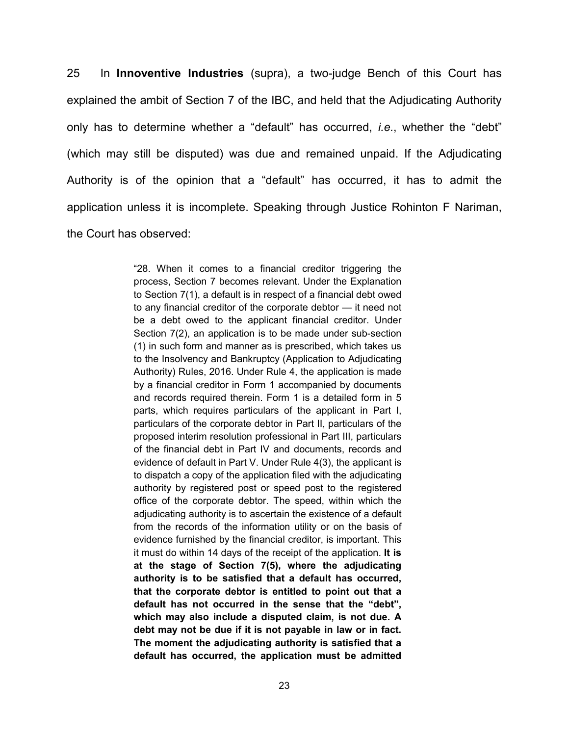25 In **Innoventive Industries** (supra), a two-judge Bench of this Court has explained the ambit of Section 7 of the IBC, and held that the Adjudicating Authority only has to determine whether a "default" has occurred, *i.e.*, whether the "debt" (which may still be disputed) was due and remained unpaid. If the Adjudicating Authority is of the opinion that a "default" has occurred, it has to admit the application unless it is incomplete. Speaking through Justice Rohinton F Nariman, the Court has observed:

> "28. When it comes to a financial creditor triggering the process, Section 7 becomes relevant. Under the Explanation to Section 7(1), a default is in respect of a financial debt owed to any financial creditor of the corporate debtor — it need not be a debt owed to the applicant financial creditor. Under Section 7(2), an application is to be made under sub-section (1) in such form and manner as is prescribed, which takes us to the Insolvency and Bankruptcy (Application to Adjudicating Authority) Rules, 2016. Under Rule 4, the application is made by a financial creditor in Form 1 accompanied by documents and records required therein. Form 1 is a detailed form in 5 parts, which requires particulars of the applicant in Part I, particulars of the corporate debtor in Part II, particulars of the proposed interim resolution professional in Part III, particulars of the financial debt in Part IV and documents, records and evidence of default in Part V. Under Rule 4(3), the applicant is to dispatch a copy of the application filed with the adjudicating authority by registered post or speed post to the registered office of the corporate debtor. The speed, within which the adjudicating authority is to ascertain the existence of a default from the records of the information utility or on the basis of evidence furnished by the financial creditor, is important. This it must do within 14 days of the receipt of the application. **It is at the stage of Section 7(5), where the adjudicating authority is to be satisfied that a default has occurred, that the corporate debtor is entitled to point out that a default has not occurred in the sense that the "debt", which may also include a disputed claim, is not due. A debt may not be due if it is not payable in law or in fact. The moment the adjudicating authority is satisfied that a default has occurred, the application must be admitted**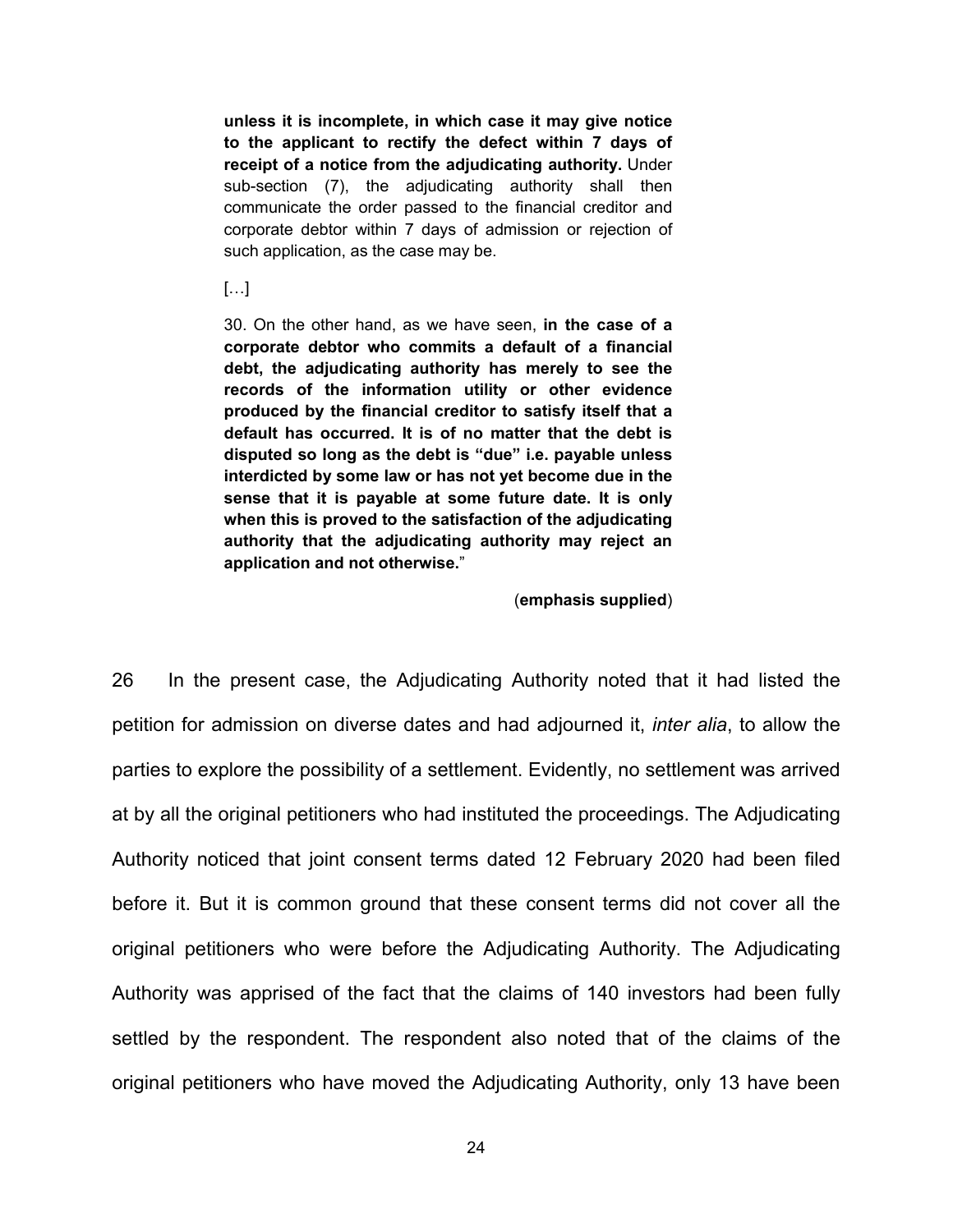> **unless it is incomplete, in which case it may give notice to the applicant to rectify the defect within 7 days of receipt of a notice from the adjudicating authority.** Under sub-section (7), the adjudicating authority shall then communicate the order passed to the financial creditor and corporate debtor within 7 days of admission or rejection of such application, as the case may be.
>
> […]
>
> 30. On the other hand, as we have seen, **in the case of a corporate debtor who commits a default of a financial debt, the adjudicating authority has merely to see the records of the information utility or other evidence produced by the financial creditor to satisfy itself that a default has occurred. It is of no matter that the debt is disputed so long as the debt is "due" i.e. payable unless interdicted by some law or has not yet become due in the sense that it is payable at some future date. It is only when this is proved to the satisfaction of the adjudicating authority that the adjudicating authority may reject an application and not otherwise.**"
>
> (**emphasis supplied**)

26 In the present case, the Adjudicating Authority noted that it had listed the petition for admission on diverse dates and had adjourned it, *inter alia*, to allow the parties to explore the possibility of a settlement. Evidently, no settlement was arrived at by all the original petitioners who had instituted the proceedings. The Adjudicating Authority noticed that joint consent terms dated 12 February 2020 had been filed before it. But it is common ground that these consent terms did not cover all the original petitioners who were before the Adjudicating Authority. The Adjudicating Authority was apprised of the fact that the claims of 140 investors had been fully settled by the respondent. The respondent also noted that of the claims of the original petitioners who have moved the Adjudicating Authority, only 13 have been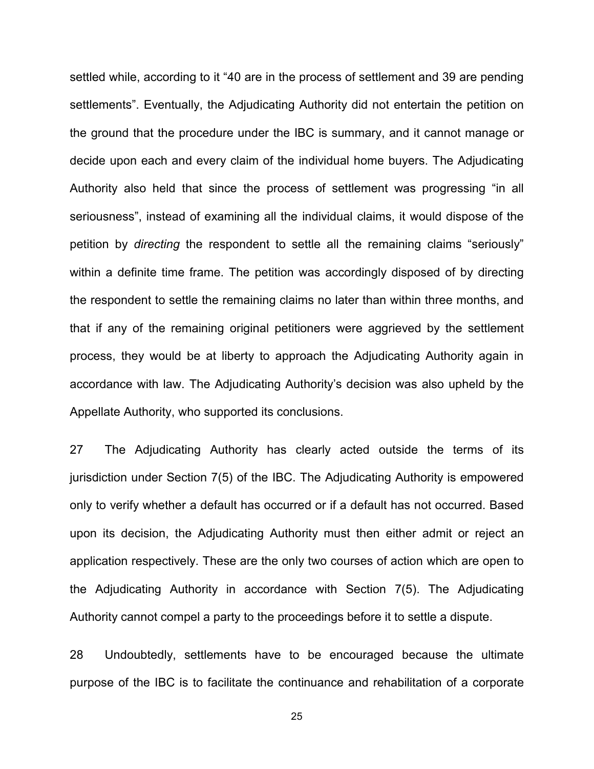settled while, according to it "40 are in the process of settlement and 39 are pending settlements". Eventually, the Adjudicating Authority did not entertain the petition on the ground that the procedure under the IBC is summary, and it cannot manage or decide upon each and every claim of the individual home buyers. The Adjudicating Authority also held that since the process of settlement was progressing "in all seriousness", instead of examining all the individual claims, it would dispose of the petition by *directing* the respondent to settle all the remaining claims "seriously" within a definite time frame. The petition was accordingly disposed of by directing the respondent to settle the remaining claims no later than within three months, and that if any of the remaining original petitioners were aggrieved by the settlement process, they would be at liberty to approach the Adjudicating Authority again in accordance with law. The Adjudicating Authority's decision was also upheld by the Appellate Authority, who supported its conclusions.

27 The Adjudicating Authority has clearly acted outside the terms of its jurisdiction under Section 7(5) of the IBC. The Adjudicating Authority is empowered only to verify whether a default has occurred or if a default has not occurred. Based upon its decision, the Adjudicating Authority must then either admit or reject an application respectively. These are the only two courses of action which are open to the Adjudicating Authority in accordance with Section 7(5). The Adjudicating Authority cannot compel a party to the proceedings before it to settle a dispute.

28 Undoubtedly, settlements have to be encouraged because the ultimate purpose of the IBC is to facilitate the continuance and rehabilitation of a corporate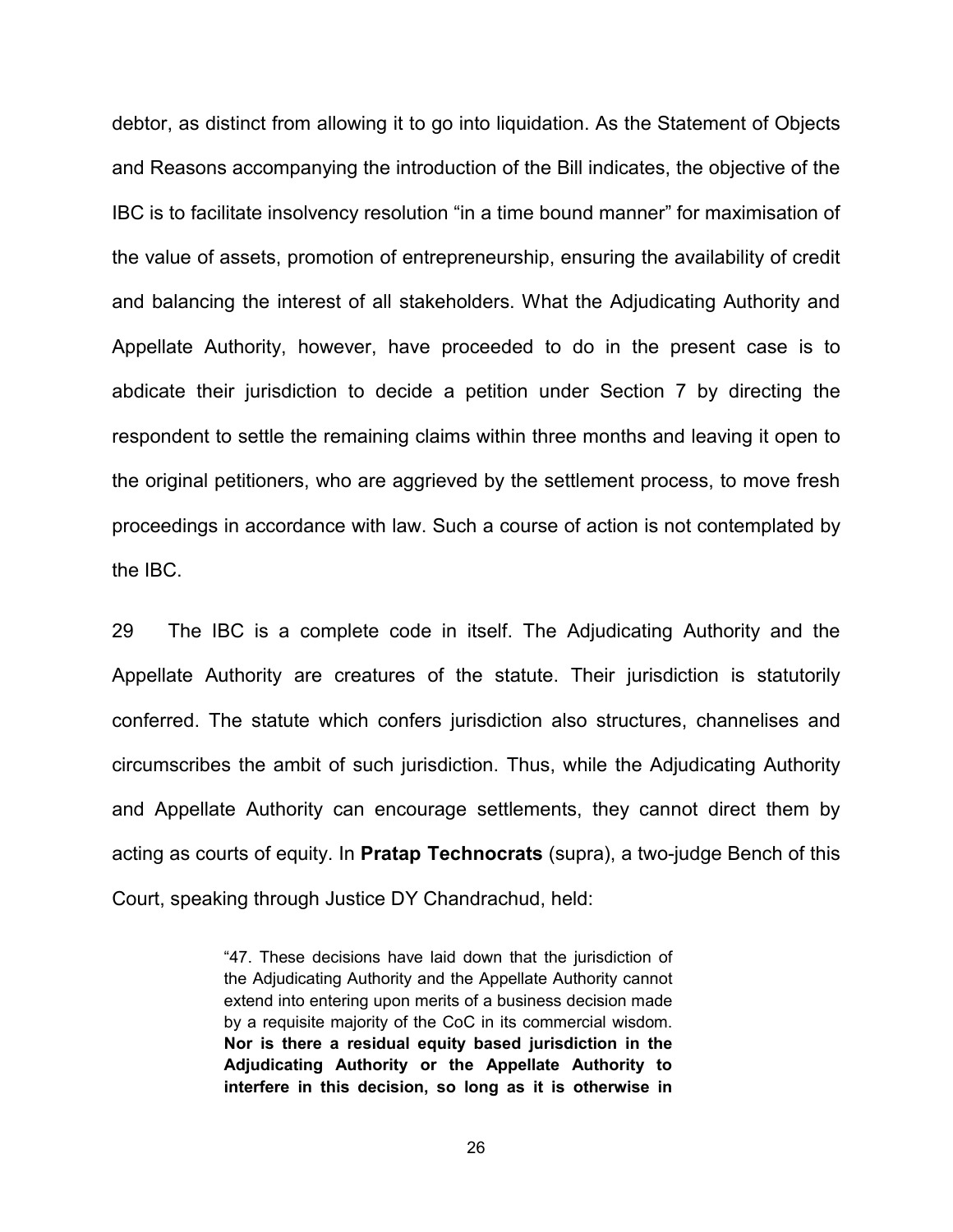debtor, as distinct from allowing it to go into liquidation. As the Statement of Objects and Reasons accompanying the introduction of the Bill indicates, the objective of the IBC is to facilitate insolvency resolution "in a time bound manner" for maximisation of the value of assets, promotion of entrepreneurship, ensuring the availability of credit and balancing the interest of all stakeholders. What the Adjudicating Authority and Appellate Authority, however, have proceeded to do in the present case is to abdicate their jurisdiction to decide a petition under Section 7 by directing the respondent to settle the remaining claims within three months and leaving it open to the original petitioners, who are aggrieved by the settlement process, to move fresh proceedings in accordance with law. Such a course of action is not contemplated by the IBC.

29 The IBC is a complete code in itself. The Adjudicating Authority and the Appellate Authority are creatures of the statute. Their jurisdiction is statutorily conferred. The statute which confers jurisdiction also structures, channelises and circumscribes the ambit of such jurisdiction. Thus, while the Adjudicating Authority and Appellate Authority can encourage settlements, they cannot direct them by acting as courts of equity. In **Pratap Technocrats** (supra), a two-judge Bench of this Court, speaking through Justice DY Chandrachud, held:

> "47. These decisions have laid down that the jurisdiction of the Adjudicating Authority and the Appellate Authority cannot extend into entering upon merits of a business decision made by a requisite majority of the CoC in its commercial wisdom. **Nor is there a residual equity based jurisdiction in the Adjudicating Authority or the Appellate Authority to interfere in this decision, so long as it is otherwise in**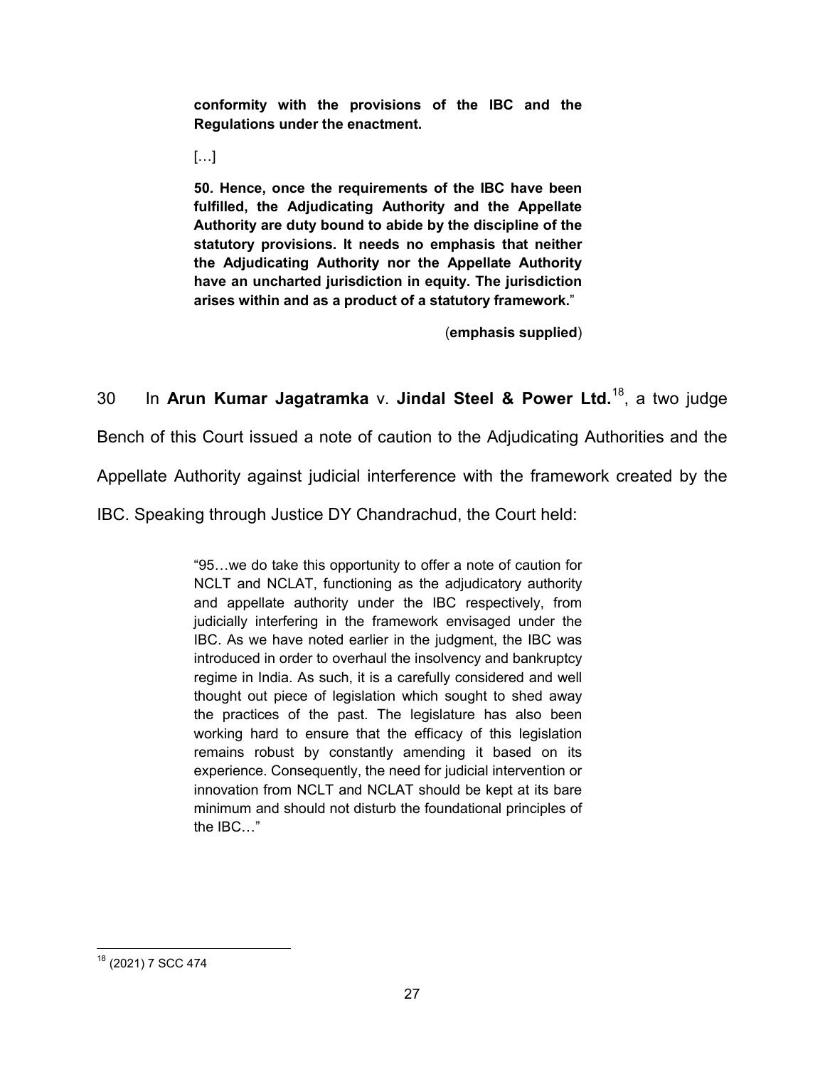> **conformity with the provisions of the IBC and the Regulations under the enactment.**
>
> […]
>
> **50. Hence, once the requirements of the IBC have been fulfilled, the Adjudicating Authority and the Appellate Authority are duty bound to abide by the discipline of the statutory provisions. It needs no emphasis that neither the Adjudicating Authority nor the Appellate Authority have an uncharted jurisdiction in equity. The jurisdiction arises within and as a product of a statutory framework.**"
>
> (**emphasis supplied**)

30 In **Arun Kumar Jagatramka** v. **Jindal Steel & Power Ltd.**[18], a two judge Bench of this Court issued a note of caution to the Adjudicating Authorities and the Appellate Authority against judicial interference with the framework created by the IBC. Speaking through Justice DY Chandrachud, the Court held:

> "95…we do take this opportunity to offer a note of caution for NCLT and NCLAT, functioning as the adjudicatory authority and appellate authority under the IBC respectively, from judicially interfering in the framework envisaged under the IBC. As we have noted earlier in the judgment, the IBC was introduced in order to overhaul the insolvency and bankruptcy regime in India. As such, it is a carefully considered and well thought out piece of legislation which sought to shed away the practices of the past. The legislature has also been working hard to ensure that the efficacy of this legislation remains robust by constantly amending it based on its experience. Consequently, the need for judicial intervention or innovation from NCLT and NCLAT should be kept at its bare minimum and should not disturb the foundational principles of the IBC…"

---

[18] (2021) 7 SCC 474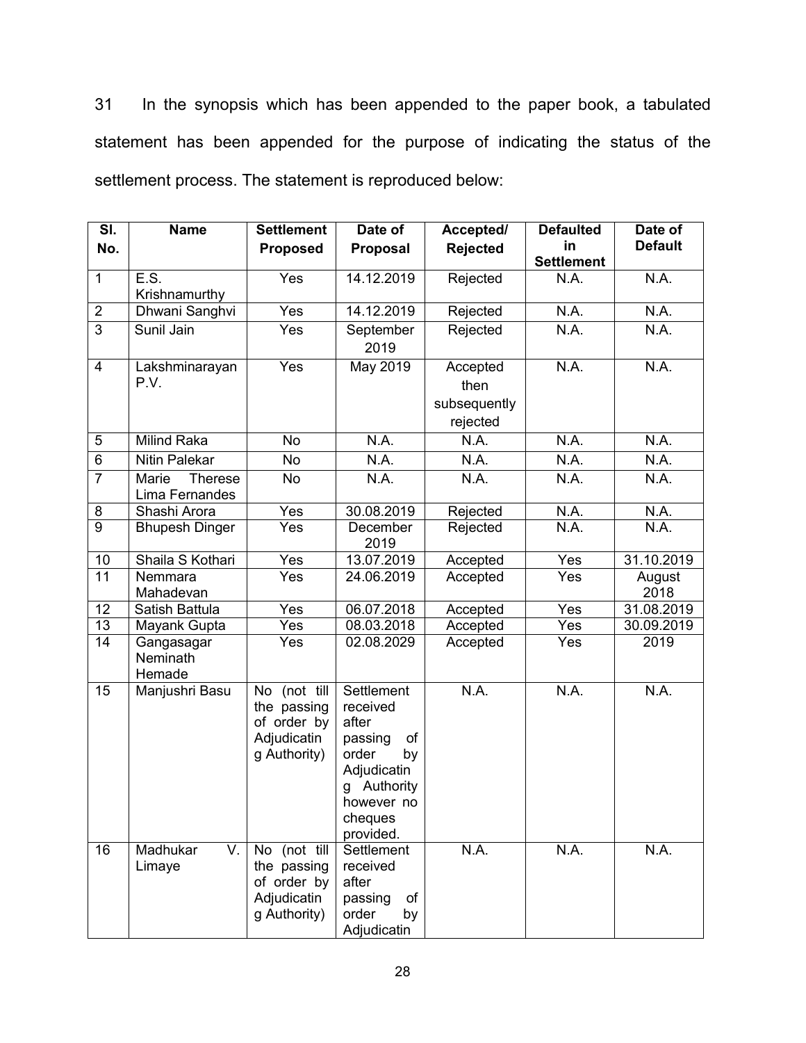31 In the synopsis which has been appended to the paper book, a tabulated statement has been appended for the purpose of indicating the status of the settlement process. The statement is reproduced below:

| Sl. No. | Name | Settlement Proposed | Date of Proposal | Accepted/ Rejected | Defaulted in Settlement | Date of Default |
|---|---|---|---|---|---|---|
| 1 | E.S. Krishnamurthy | Yes | 14.12.2019 | Rejected | N.A. | N.A. |
| 2 | Dhwani Sanghvi | Yes | 14.12.2019 | Rejected | N.A. | N.A. |
| 3 | Sunil Jain | Yes | September 2019 | Rejected | N.A. | N.A. |
| 4 | Lakshminarayan P.V. | Yes | May 2019 | Accepted then subsequently rejected | N.A. | N.A. |
| 5 | Milind Raka | No | N.A. | N.A. | N.A. | N.A. |
| 6 | Nitin Palekar | No | N.A. | N.A. | N.A. | N.A. |
| 7 | Marie Therese Lima Fernandes | No | N.A. | N.A. | N.A. | N.A. |
| 8 | Shashi Arora | Yes | 30.08.2019 | Rejected | N.A. | N.A. |
| 9 | Bhupesh Dinger | Yes | December 2019 | Rejected | N.A. | N.A. |
| 10 | Shaila S Kothari | Yes | 13.07.2019 | Accepted | Yes | 31.10.2019 |
| 11 | Nemmara Mahadevan | Yes | 24.06.2019 | Accepted | Yes | August 2018 |
| 12 | Satish Battula | Yes | 06.07.2018 | Accepted | Yes | 31.08.2019 |
| 13 | Mayank Gupta | Yes | 08.03.2018 | Accepted | Yes | 30.09.2019 |
| 14 | Gangasagar Neminath Hemade | Yes | 02.08.2029 | Accepted | Yes | 2019 |
| 15 | Manjushri Basu | No (not till the passing of order by Adjudicating Authority) | Settlement received after passing of order by Adjudicating Authority however no cheques provided. | N.A. | N.A. | N.A. |
| 16 | Madhukar V. Limaye | No (not till the passing of order by Adjudicating Authority) | Settlement received after passing of order by Adjudicatin | N.A. | N.A. | N.A. |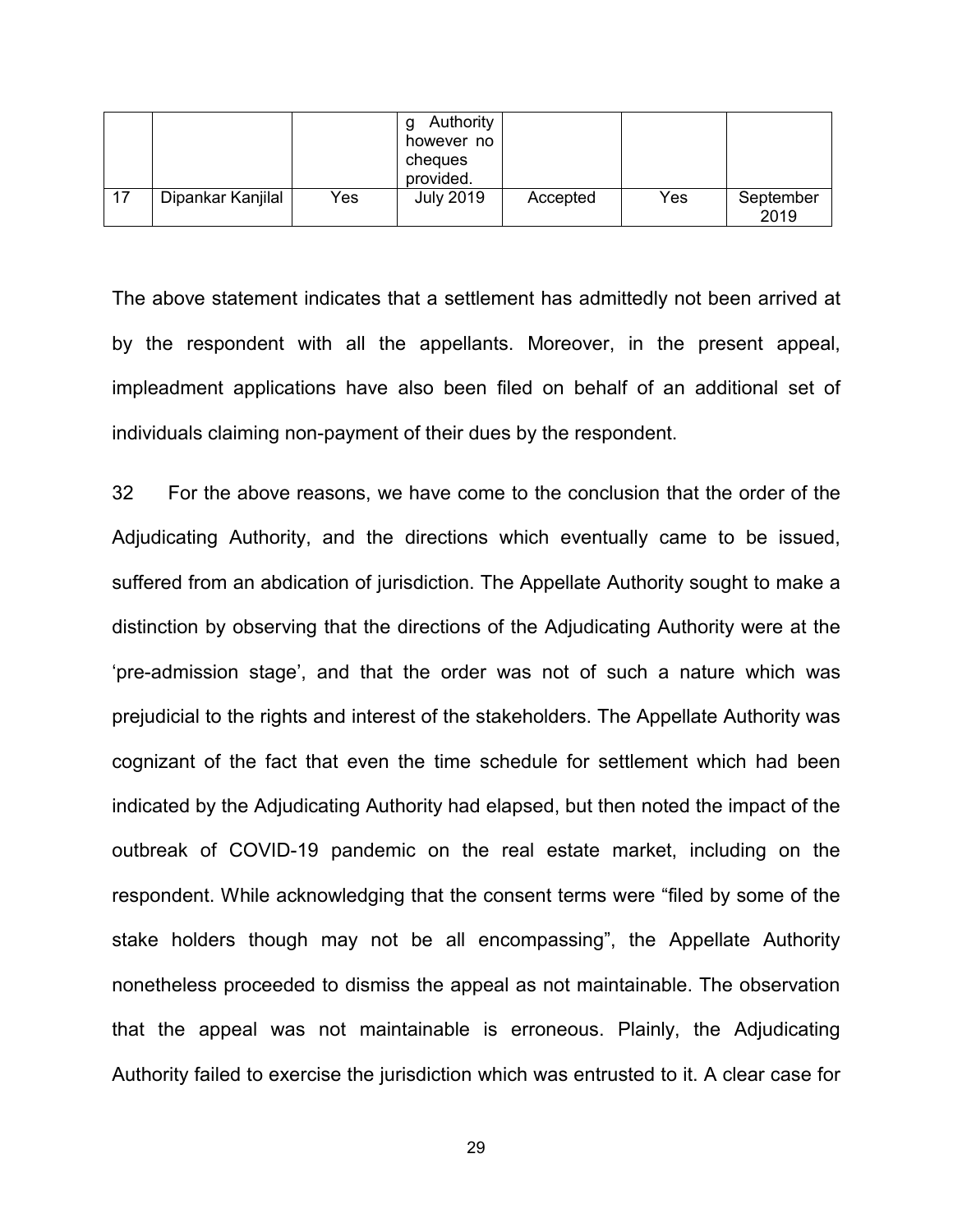| | | | g Authority however no cheques provided. | | | |
|---|---|---|---|---|---|---|
| 17 | Dipankar Kanjilal | Yes | July 2019 | Accepted | Yes | September 2019 |

The above statement indicates that a settlement has admittedly not been arrived at by the respondent with all the appellants. Moreover, in the present appeal, impleadment applications have also been filed on behalf of an additional set of individuals claiming non-payment of their dues by the respondent.

32 For the above reasons, we have come to the conclusion that the order of the Adjudicating Authority, and the directions which eventually came to be issued, suffered from an abdication of jurisdiction. The Appellate Authority sought to make a distinction by observing that the directions of the Adjudicating Authority were at the 'pre-admission stage', and that the order was not of such a nature which was prejudicial to the rights and interest of the stakeholders. The Appellate Authority was cognizant of the fact that even the time schedule for settlement which had been indicated by the Adjudicating Authority had elapsed, but then noted the impact of the outbreak of COVID-19 pandemic on the real estate market, including on the respondent. While acknowledging that the consent terms were "filed by some of the stake holders though may not be all encompassing", the Appellate Authority nonetheless proceeded to dismiss the appeal as not maintainable. The observation that the appeal was not maintainable is erroneous. Plainly, the Adjudicating Authority failed to exercise the jurisdiction which was entrusted to it. A clear case for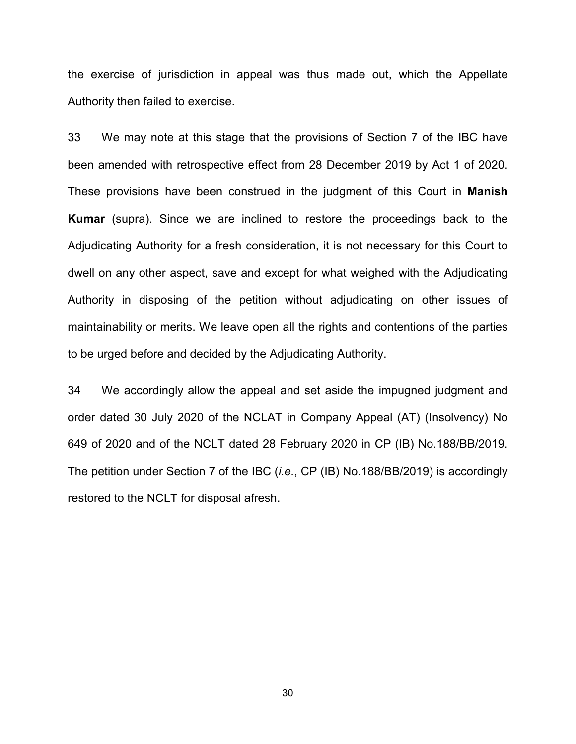the exercise of jurisdiction in appeal was thus made out, which the Appellate Authority then failed to exercise.

33 We may note at this stage that the provisions of Section 7 of the IBC have been amended with retrospective effect from 28 December 2019 by Act 1 of 2020. These provisions have been construed in the judgment of this Court in **Manish Kumar** (supra). Since we are inclined to restore the proceedings back to the Adjudicating Authority for a fresh consideration, it is not necessary for this Court to dwell on any other aspect, save and except for what weighed with the Adjudicating Authority in disposing of the petition without adjudicating on other issues of maintainability or merits. We leave open all the rights and contentions of the parties to be urged before and decided by the Adjudicating Authority.

34 We accordingly allow the appeal and set aside the impugned judgment and order dated 30 July 2020 of the NCLAT in Company Appeal (AT) (Insolvency) No 649 of 2020 and of the NCLT dated 28 February 2020 in CP (IB) No.188/BB/2019. The petition under Section 7 of the IBC (*i.e.*, CP (IB) No.188/BB/2019) is accordingly restored to the NCLT for disposal afresh.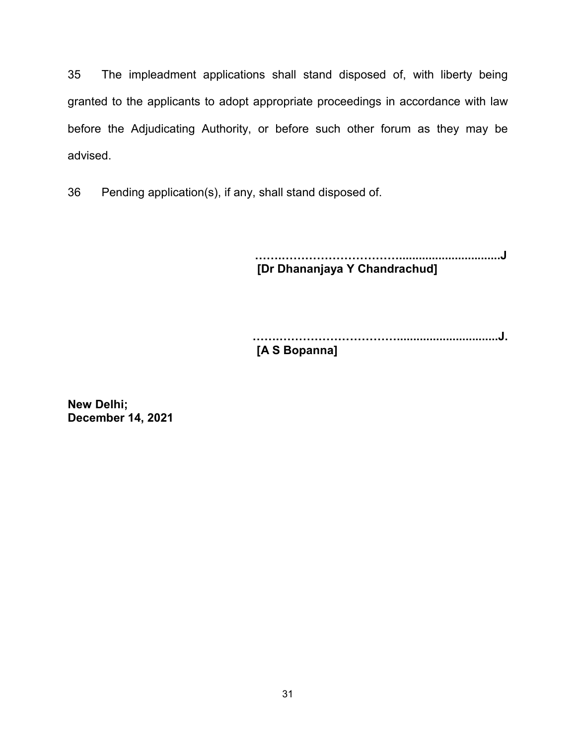35 The impleadment applications shall stand disposed of, with liberty being granted to the applicants to adopt appropriate proceedings in accordance with law before the Adjudicating Authority, or before such other forum as they may be advised.

36 Pending application(s), if any, shall stand disposed of.

**…………………………….............................J**
**[Dr Dhananjaya Y Chandrachud]**

**…………………………….............................J.**
**[A S Bopanna]**

**New Delhi;**
**December 14, 2021**